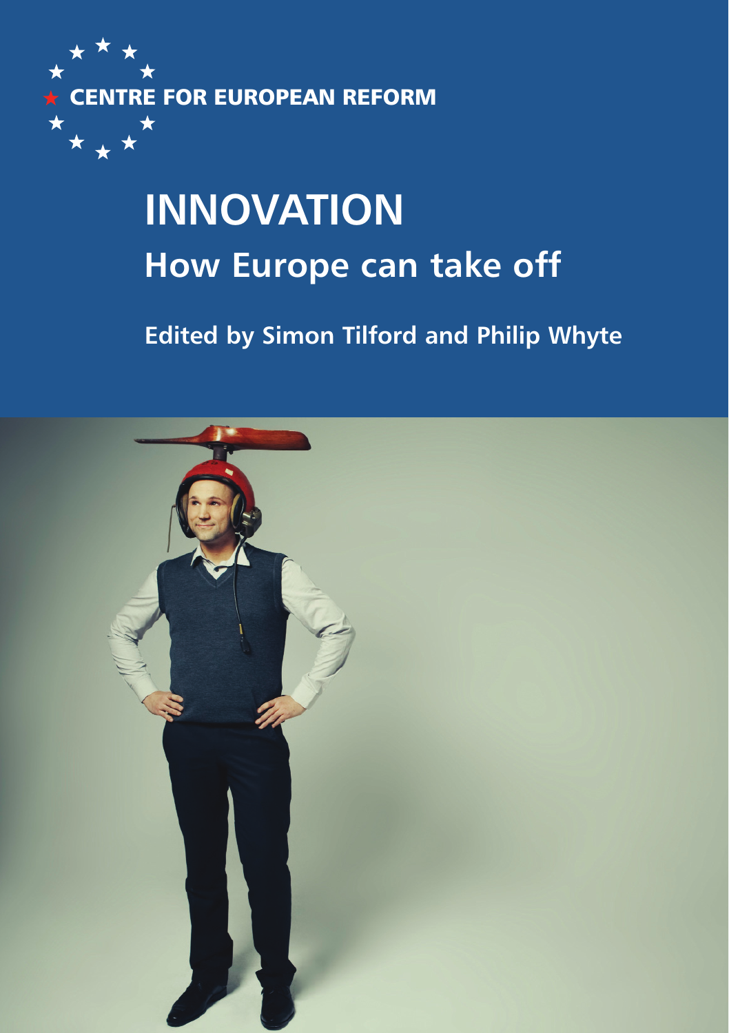CENTRE FOR EUROPEAN REFORM

# INNOVATION

## How Europe can take off

**Edited by Simon Tilford and Philip Whyte**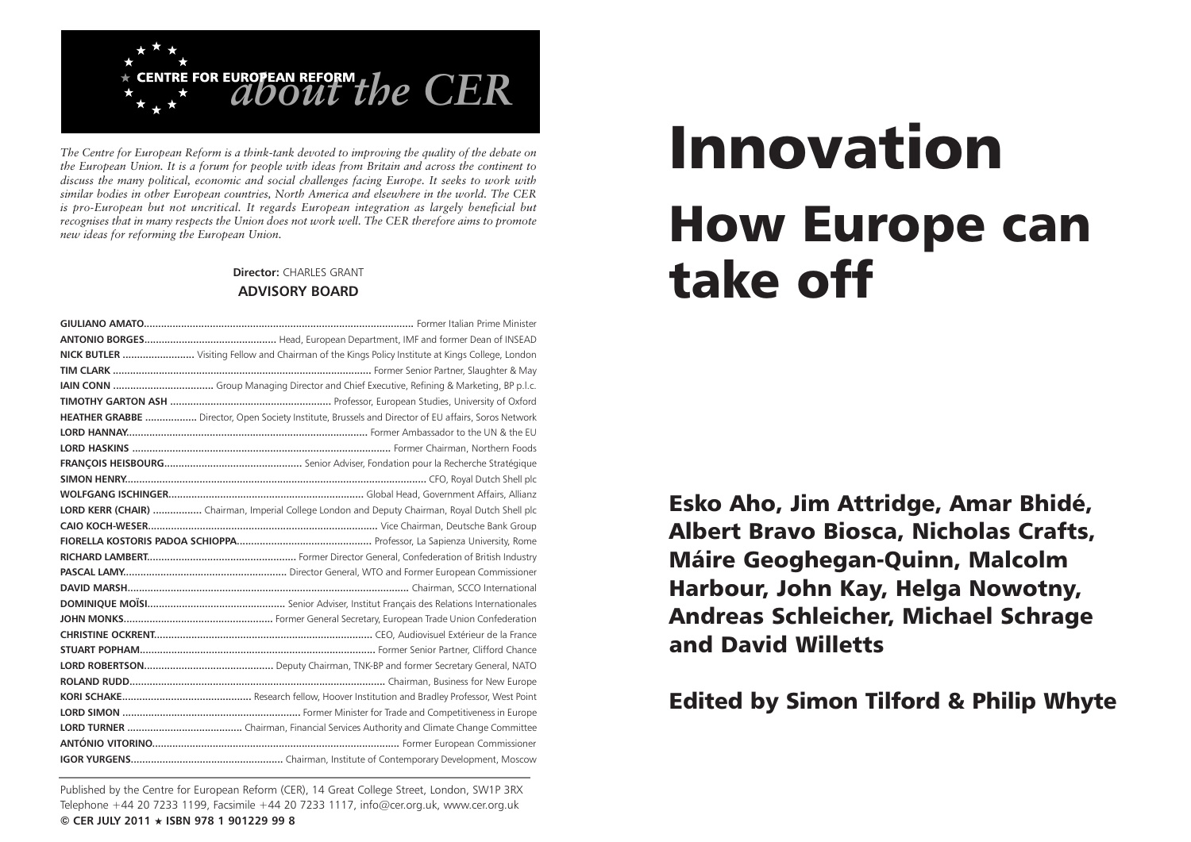**CENTRE FOR EUROPEAN REFORM** *about the CER*

*The Centre for European Reform is a think-tank devoted to improving the quality of the debate on the European Union. It is a forum for people with ideas from Britain and across the continent to discuss the many political, economic and social challenges facing Europe. It seeks to work with similar bodies in other European countries, North America and elsewhere in the world. The CER is pro-European but not uncritical. It regards European integration as largely beneficial but recognises that in many respects the Union does not work well. The CER therefore aims to promote new ideas for reforming the European Union.*

**Director:** CHARLES GRANT

**ADVISORY BOARD**

**GIULIANO AMATO**............ Former Italian Prime Minister
**ANTONIO BORGES**............ Head, European Department, IMF and former Dean of INSEAD
**NICK BUTLER**............ Visiting Fellow and Chairman of the Kings Policy Institute at Kings College, London
**TIM CLARK**............ Former Senior Partner, Slaughter & May
**IAIN CONN**............ Group Managing Director and Chief Executive, Refining & Marketing, BP p.l.c.
**TIMOTHY GARTON ASH**............ Professor, European Studies, University of Oxford
**HEATHER GRABBE**............ Director, Open Society Institute, Brussels and Director of EU affairs, Soros Network
**LORD HANNAY**............ Former Ambassador to the UN & the EU
**LORD HASKINS**............ Former Chairman, Northern Foods
**FRANÇOIS HEISBOURG**............ Senior Adviser, Fondation pour la Recherche Stratégique
**SIMON HENRY**............ CFO, Royal Dutch Shell plc
**WOLFGANG ISCHINGER**............ Global Head, Government Affairs, Allianz
**LORD KERR (CHAIR)**............ Chairman, Imperial College London and Deputy Chairman, Royal Dutch Shell plc
**CAIO KOCH-WESER**............ Vice Chairman, Deutsche Bank Group
**FIORELLA KOSTORIS PADOA SCHIOPPA**............ Professor, La Sapienza University, Rome
**RICHARD LAMBERT**............ Former Director General, Confederation of British Industry
**PASCAL LAMY**............ Director General, WTO and Former European Commissioner
**DAVID MARSH**............ Chairman, SCCO International
**DOMINIQUE MOÏSI**............ Senior Adviser, Institut Français des Relations Internationales
**JOHN MONKS**............ Former General Secretary, European Trade Union Confederation
**CHRISTINE OCKRENT**............ CEO, Audiovisuel Extérieur de la France
**STUART POPHAM**............ Former Senior Partner, Clifford Chance
**LORD ROBERTSON**............ Deputy Chairman, TNK-BP and former Secretary General, NATO
**ROLAND RUDD**............ Chairman, Business for New Europe
**KORI SCHAKE**............ Research fellow, Hoover Institution and Bradley Professor, West Point
**LORD SIMON**............ Former Minister for Trade and Competitiveness in Europe
**LORD TURNER**............ Chairman, Financial Services Authority and Climate Change Committee
**ANTÓNIO VITORINO**............ Former European Commissioner
**IGOR YURGENS**............ Chairman, Institute of Contemporary Development, Moscow

Published by the Centre for European Reform (CER), 14 Great College Street, London, SW1P 3RX
Telephone +44 20 7233 1199, Facsimile +44 20 7233 1117, info@cer.org.uk, www.cer.org.uk
**© CER JULY 2011 ★ ISBN 978 1 901229 99 8**

# Innovation

# How Europe can take off

**Esko Aho, Jim Attridge, Amar Bhidé, Albert Bravo Biosca, Nicholas Crafts, Máire Geoghegan-Quinn, Malcolm Harbour, John Kay, Helga Nowotny, Andreas Schleicher, Michael Schrage and David Willetts**

**Edited by Simon Tilford & Philip Whyte**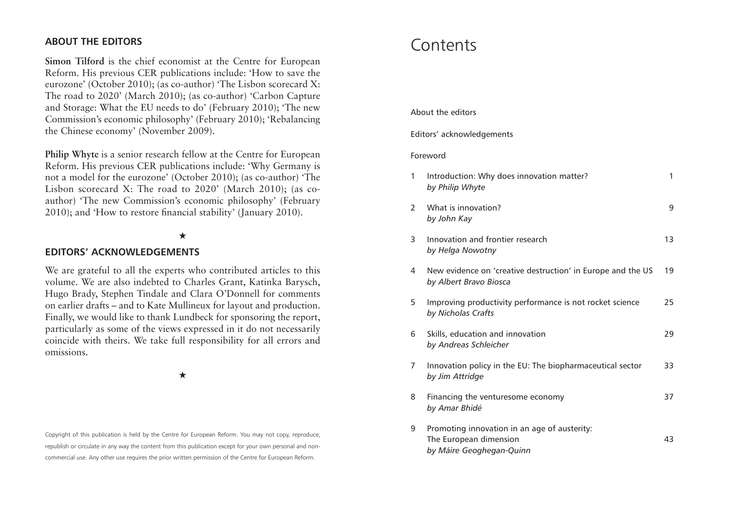## ABOUT THE EDITORS

**Simon Tilford** is the chief economist at the Centre for European Reform. His previous CER publications include: 'How to save the eurozone' (October 2010); (as co-author) 'The Lisbon scorecard X: The road to 2020' (March 2010); (as co-author) 'Carbon Capture and Storage: What the EU needs to do' (February 2010); 'The new Commission's economic philosophy' (February 2010); 'Rebalancing the Chinese economy' (November 2009).

**Philip Whyte** is a senior research fellow at the Centre for European Reform. His previous CER publications include: 'Why Germany is not a model for the eurozone' (October 2010); (as co-author) 'The Lisbon scorecard X: The road to 2020' (March 2010); (as co-author) 'The new Commission's economic philosophy' (February 2010); and 'How to restore financial stability' (January 2010).

★

## EDITORS' ACKNOWLEDGEMENTS

We are grateful to all the experts who contributed articles to this volume. We are also indebted to Charles Grant, Katinka Barysch, Hugo Brady, Stephen Tindale and Clara O'Donnell for comments on earlier drafts – and to Kate Mullineux for layout and production. Finally, we would like to thank Lundbeck for sponsoring the report, particularly as some of the views expressed in it do not necessarily coincide with theirs. We take full responsibility for all errors and omissions.

★

Copyright of this publication is held by the Centre for European Reform. You may not copy, reproduce, republish or circulate in any way the content from this publication except for your own personal and non-commercial use. Any other use requires the prior written permission of the Centre for European Reform.

# Contents

About the editors

Editors' acknowledgements

Foreword

| | | |
|---|---|---|
| 1 | Introduction: Why does innovation matter? *by Philip Whyte* | 1 |
| 2 | What is innovation? *by John Kay* | 9 |
| 3 | Innovation and frontier research *by Helga Nowotny* | 13 |
| 4 | New evidence on 'creative destruction' in Europe and the US *by Albert Bravo Biosca* | 19 |
| 5 | Improving productivity performance is not rocket science *by Nicholas Crafts* | 25 |
| 6 | Skills, education and innovation *by Andreas Schleicher* | 29 |
| 7 | Innovation policy in the EU: The biopharmaceutical sector *by Jim Attridge* | 33 |
| 8 | Financing the venturesome economy *by Amar Bhidé* | 37 |
| 9 | Promoting innovation in an age of austerity: The European dimension *by Máire Geoghegan-Quinn* | 43 |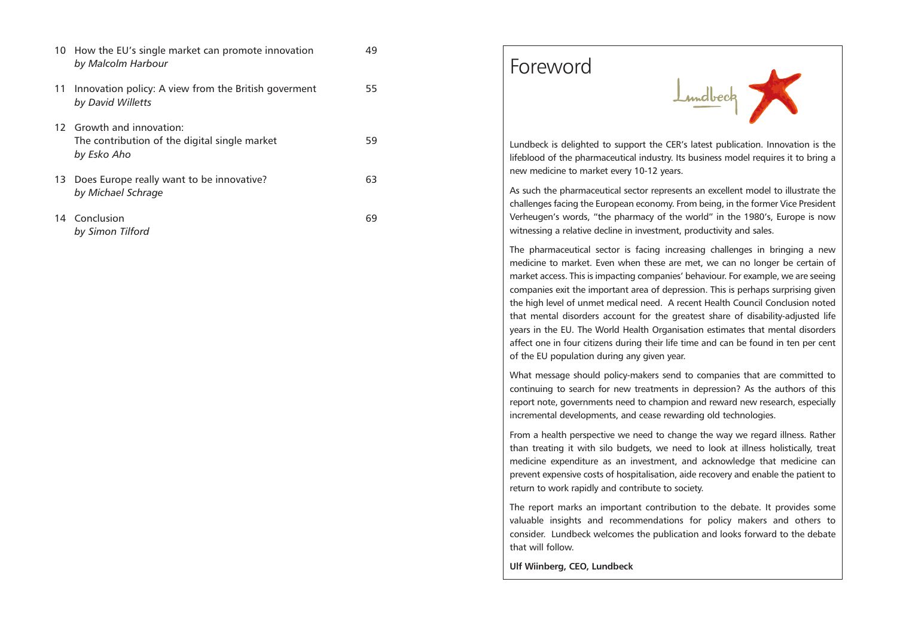10 How the EU's single market can promote innovation — 49
*by Malcolm Harbour*

11 Innovation policy: A view from the British goverment — 55
*by David Willetts*

12 Growth and innovation:
The contribution of the digital single market — 59
*by Esko Aho*

13 Does Europe really want to be innovative? — 63
*by Michael Schrage*

14 Conclusion — 69
*by Simon Tilford*

# Foreword

Lundbeck is delighted to support the CER's latest publication. Innovation is the lifeblood of the pharmaceutical industry. Its business model requires it to bring a new medicine to market every 10-12 years.

As such the pharmaceutical sector represents an excellent model to illustrate the challenges facing the European economy. From being, in the former Vice President Verheugen's words, "the pharmacy of the world" in the 1980's, Europe is now witnessing a relative decline in investment, productivity and sales.

The pharmaceutical sector is facing increasing challenges in bringing a new medicine to market. Even when these are met, we can no longer be certain of market access. This is impacting companies' behaviour. For example, we are seeing companies exit the important area of depression. This is perhaps surprising given the high level of unmet medical need. A recent Health Council Conclusion noted that mental disorders account for the greatest share of disability-adjusted life years in the EU. The World Health Organisation estimates that mental disorders affect one in four citizens during their life time and can be found in ten per cent of the EU population during any given year.

What message should policy-makers send to companies that are committed to continuing to search for new treatments in depression? As the authors of this report note, governments need to champion and reward new research, especially incremental developments, and cease rewarding old technologies.

From a health perspective we need to change the way we regard illness. Rather than treating it with silo budgets, we need to look at illness holistically, treat medicine expenditure as an investment, and acknowledge that medicine can prevent expensive costs of hospitalisation, aide recovery and enable the patient to return to work rapidly and contribute to society.

The report marks an important contribution to the debate. It provides some valuable insights and recommendations for policy makers and others to consider. Lundbeck welcomes the publication and looks forward to the debate that will follow.

**Ulf Wiinberg, CEO, Lundbeck**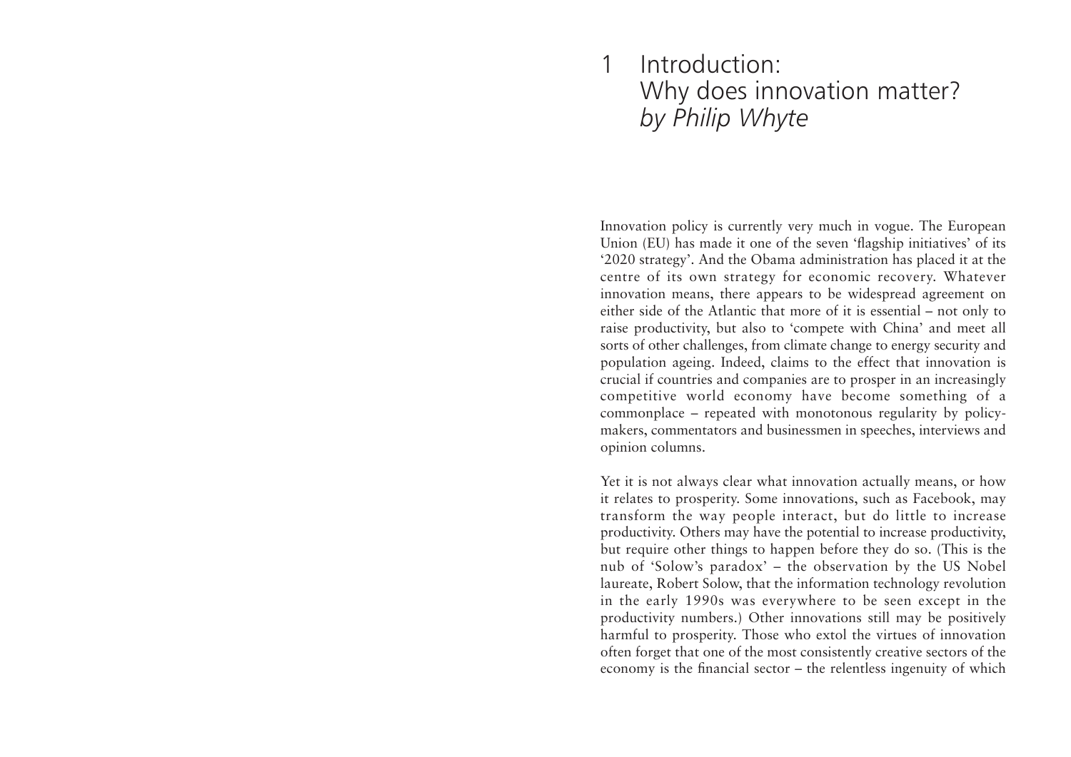# 1 Introduction: Why does innovation matter? *by Philip Whyte*

Innovation policy is currently very much in vogue. The European Union (EU) has made it one of the seven 'flagship initiatives' of its '2020 strategy'. And the Obama administration has placed it at the centre of its own strategy for economic recovery. Whatever innovation means, there appears to be widespread agreement on either side of the Atlantic that more of it is essential – not only to raise productivity, but also to 'compete with China' and meet all sorts of other challenges, from climate change to energy security and population ageing. Indeed, claims to the effect that innovation is crucial if countries and companies are to prosper in an increasingly competitive world economy have become something of a commonplace – repeated with monotonous regularity by policy-makers, commentators and businessmen in speeches, interviews and opinion columns.

Yet it is not always clear what innovation actually means, or how it relates to prosperity. Some innovations, such as Facebook, may transform the way people interact, but do little to increase productivity. Others may have the potential to increase productivity, but require other things to happen before they do so. (This is the nub of 'Solow's paradox' – the observation by the US Nobel laureate, Robert Solow, that the information technology revolution in the early 1990s was everywhere to be seen except in the productivity numbers.) Other innovations still may be positively harmful to prosperity. Those who extol the virtues of innovation often forget that one of the most consistently creative sectors of the economy is the financial sector – the relentless ingenuity of which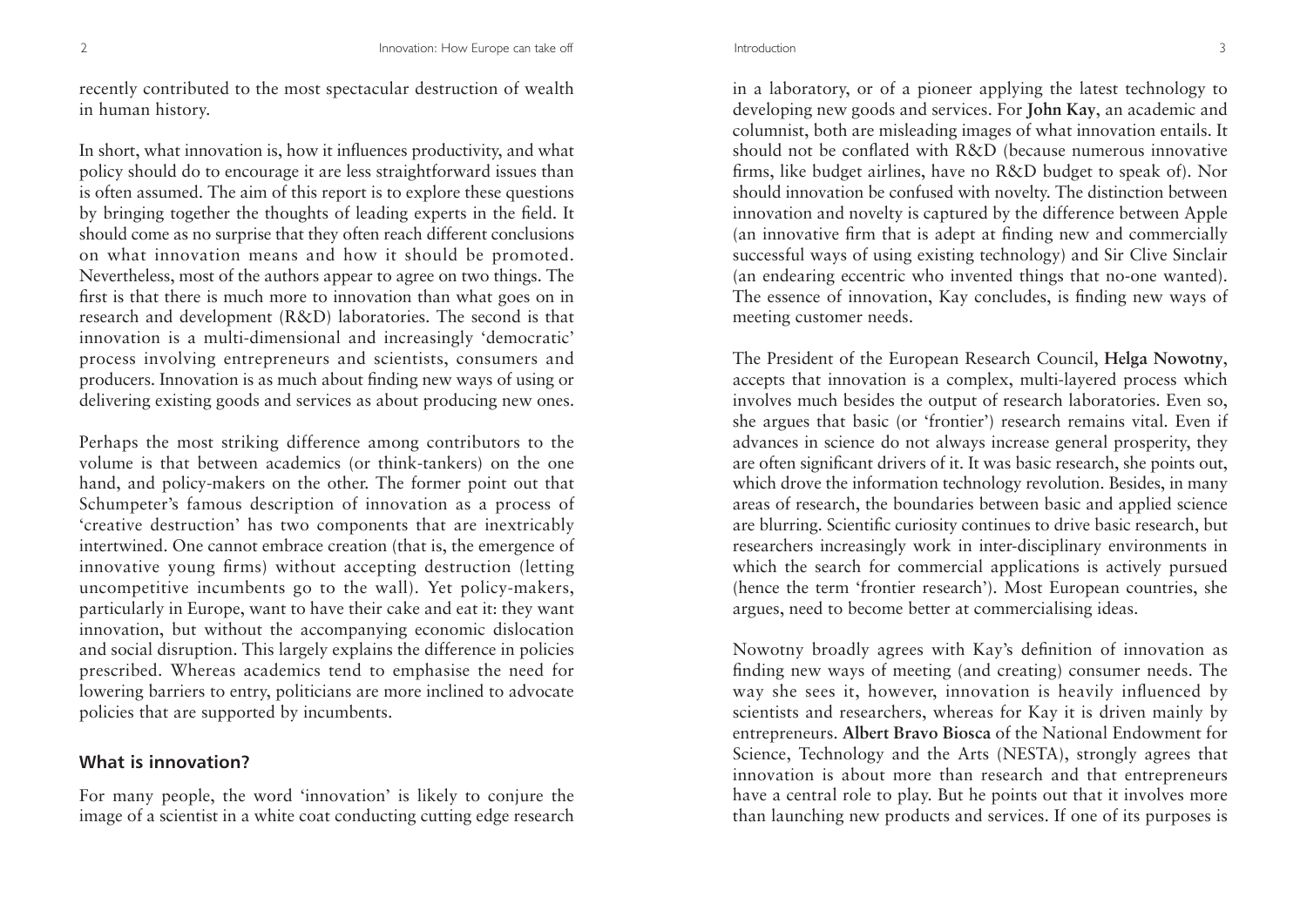recently contributed to the most spectacular destruction of wealth in human history.

In short, what innovation is, how it influences productivity, and what policy should do to encourage it are less straightforward issues than is often assumed. The aim of this report is to explore these questions by bringing together the thoughts of leading experts in the field. It should come as no surprise that they often reach different conclusions on what innovation means and how it should be promoted. Nevertheless, most of the authors appear to agree on two things. The first is that there is much more to innovation than what goes on in research and development (R&D) laboratories. The second is that innovation is a multi-dimensional and increasingly 'democratic' process involving entrepreneurs and scientists, consumers and producers. Innovation is as much about finding new ways of using or delivering existing goods and services as about producing new ones.

Perhaps the most striking difference among contributors to the volume is that between academics (or think-tankers) on the one hand, and policy-makers on the other. The former point out that Schumpeter's famous description of innovation as a process of 'creative destruction' has two components that are inextricably intertwined. One cannot embrace creation (that is, the emergence of innovative young firms) without accepting destruction (letting uncompetitive incumbents go to the wall). Yet policy-makers, particularly in Europe, want to have their cake and eat it: they want innovation, but without the accompanying economic dislocation and social disruption. This largely explains the difference in policies prescribed. Whereas academics tend to emphasise the need for lowering barriers to entry, politicians are more inclined to advocate policies that are supported by incumbents.

## What is innovation?

For many people, the word 'innovation' is likely to conjure the image of a scientist in a white coat conducting cutting edge research in a laboratory, or of a pioneer applying the latest technology to developing new goods and services. For **John Kay**, an academic and columnist, both are misleading images of what innovation entails. It should not be conflated with R&D (because numerous innovative firms, like budget airlines, have no R&D budget to speak of). Nor should innovation be confused with novelty. The distinction between innovation and novelty is captured by the difference between Apple (an innovative firm that is adept at finding new and commercially successful ways of using existing technology) and Sir Clive Sinclair (an endearing eccentric who invented things that no-one wanted). The essence of innovation, Kay concludes, is finding new ways of meeting customer needs.

The President of the European Research Council, **Helga Nowotny**, accepts that innovation is a complex, multi-layered process which involves much besides the output of research laboratories. Even so, she argues that basic (or 'frontier') research remains vital. Even if advances in science do not always increase general prosperity, they are often significant drivers of it. It was basic research, she points out, which drove the information technology revolution. Besides, in many areas of research, the boundaries between basic and applied science are blurring. Scientific curiosity continues to drive basic research, but researchers increasingly work in inter-disciplinary environments in which the search for commercial applications is actively pursued (hence the term 'frontier research'). Most European countries, she argues, need to become better at commercialising ideas.

Nowotny broadly agrees with Kay's definition of innovation as finding new ways of meeting (and creating) consumer needs. The way she sees it, however, innovation is heavily influenced by scientists and researchers, whereas for Kay it is driven mainly by entrepreneurs. **Albert Bravo Biosca** of the National Endowment for Science, Technology and the Arts (NESTA), strongly agrees that innovation is about more than research and that entrepreneurs have a central role to play. But he points out that it involves more than launching new products and services. If one of its purposes is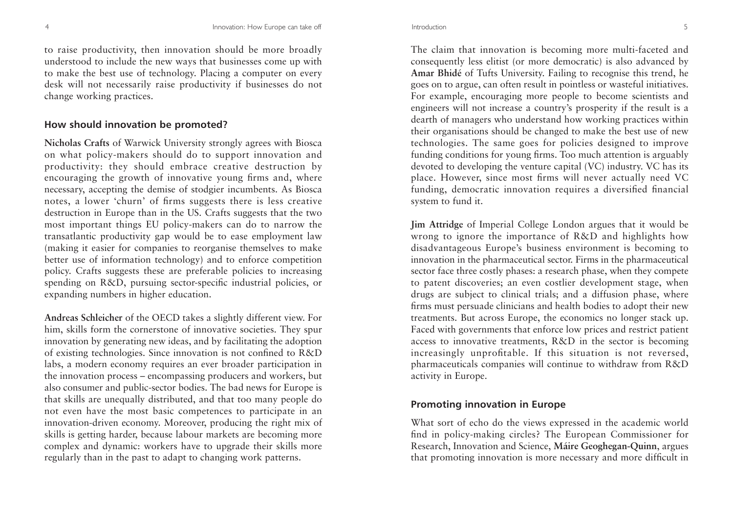to raise productivity, then innovation should be more broadly understood to include the new ways that businesses come up with to make the best use of technology. Placing a computer on every desk will not necessarily raise productivity if businesses do not change working practices.

## How should innovation be promoted?

**Nicholas Crafts** of Warwick University strongly agrees with Biosca on what policy-makers should do to support innovation and productivity: they should embrace creative destruction by encouraging the growth of innovative young firms and, where necessary, accepting the demise of stodgier incumbents. As Biosca notes, a lower 'churn' of firms suggests there is less creative destruction in Europe than in the US. Crafts suggests that the two most important things EU policy-makers can do to narrow the transatlantic productivity gap would be to ease employment law (making it easier for companies to reorganise themselves to make better use of information technology) and to enforce competition policy. Crafts suggests these are preferable policies to increasing spending on R&D, pursuing sector-specific industrial policies, or expanding numbers in higher education.

**Andreas Schleicher** of the OECD takes a slightly different view. For him, skills form the cornerstone of innovative societies. They spur innovation by generating new ideas, and by facilitating the adoption of existing technologies. Since innovation is not confined to R&D labs, a modern economy requires an ever broader participation in the innovation process – encompassing producers and workers, but also consumer and public-sector bodies. The bad news for Europe is that skills are unequally distributed, and that too many people do not even have the most basic competences to participate in an innovation-driven economy. Moreover, producing the right mix of skills is getting harder, because labour markets are becoming more complex and dynamic: workers have to upgrade their skills more regularly than in the past to adapt to changing work patterns.

The claim that innovation is becoming more multi-faceted and consequently less elitist (or more democratic) is also advanced by **Amar Bhidé** of Tufts University. Failing to recognise this trend, he goes on to argue, can often result in pointless or wasteful initiatives. For example, encouraging more people to become scientists and engineers will not increase a country's prosperity if the result is a dearth of managers who understand how working practices within their organisations should be changed to make the best use of new technologies. The same goes for policies designed to improve funding conditions for young firms. Too much attention is arguably devoted to developing the venture capital (VC) industry. VC has its place. However, since most firms will never actually need VC funding, democratic innovation requires a diversified financial system to fund it.

**Jim Attridge** of Imperial College London argues that it would be wrong to ignore the importance of R&D and highlights how disadvantageous Europe's business environment is becoming to innovation in the pharmaceutical sector. Firms in the pharmaceutical sector face three costly phases: a research phase, when they compete to patent discoveries; an even costlier development stage, when drugs are subject to clinical trials; and a diffusion phase, where firms must persuade clinicians and health bodies to adopt their new treatments. But across Europe, the economics no longer stack up. Faced with governments that enforce low prices and restrict patient access to innovative treatments, R&D in the sector is becoming increasingly unprofitable. If this situation is not reversed, pharmaceuticals companies will continue to withdraw from R&D activity in Europe.

## Promoting innovation in Europe

What sort of echo do the views expressed in the academic world find in policy-making circles? The European Commissioner for Research, Innovation and Science, **Máire Geoghegan-Quinn**, argues that promoting innovation is more necessary and more difficult in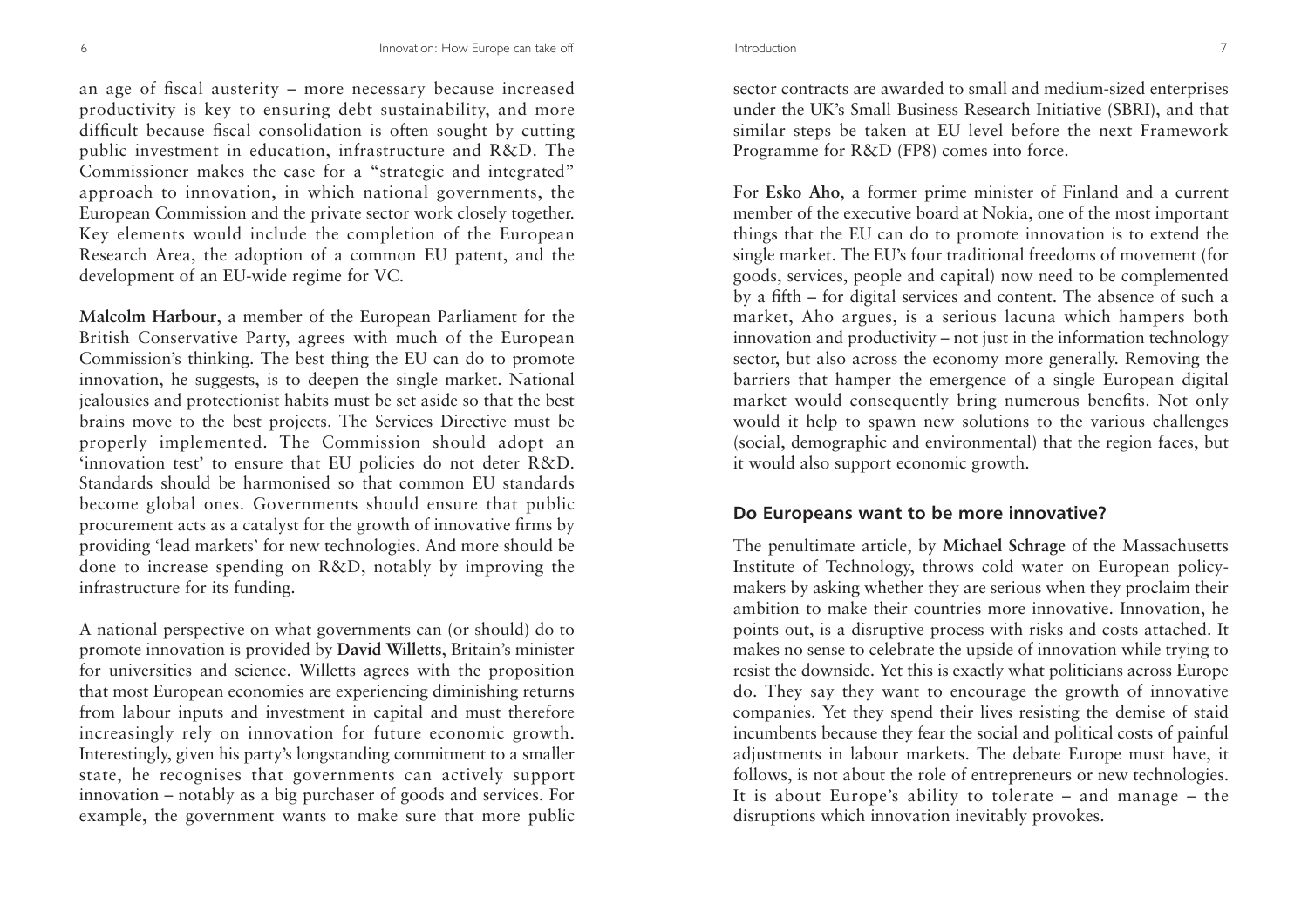an age of fiscal austerity – more necessary because increased productivity is key to ensuring debt sustainability, and more difficult because fiscal consolidation is often sought by cutting public investment in education, infrastructure and R&D. The Commissioner makes the case for a "strategic and integrated" approach to innovation, in which national governments, the European Commission and the private sector work closely together. Key elements would include the completion of the European Research Area, the adoption of a common EU patent, and the development of an EU-wide regime for VC.

**Malcolm Harbour**, a member of the European Parliament for the British Conservative Party, agrees with much of the European Commission's thinking. The best thing the EU can do to promote innovation, he suggests, is to deepen the single market. National jealousies and protectionist habits must be set aside so that the best brains move to the best projects. The Services Directive must be properly implemented. The Commission should adopt an 'innovation test' to ensure that EU policies do not deter R&D. Standards should be harmonised so that common EU standards become global ones. Governments should ensure that public procurement acts as a catalyst for the growth of innovative firms by providing 'lead markets' for new technologies. And more should be done to increase spending on R&D, notably by improving the infrastructure for its funding.

A national perspective on what governments can (or should) do to promote innovation is provided by **David Willetts**, Britain's minister for universities and science. Willetts agrees with the proposition that most European economies are experiencing diminishing returns from labour inputs and investment in capital and must therefore increasingly rely on innovation for future economic growth. Interestingly, given his party's longstanding commitment to a smaller state, he recognises that governments can actively support innovation – notably as a big purchaser of goods and services. For example, the government wants to make sure that more public sector contracts are awarded to small and medium-sized enterprises under the UK's Small Business Research Initiative (SBRI), and that similar steps be taken at EU level before the next Framework Programme for R&D (FP8) comes into force.

For **Esko Aho**, a former prime minister of Finland and a current member of the executive board at Nokia, one of the most important things that the EU can do to promote innovation is to extend the single market. The EU's four traditional freedoms of movement (for goods, services, people and capital) now need to be complemented by a fifth – for digital services and content. The absence of such a market, Aho argues, is a serious lacuna which hampers both innovation and productivity – not just in the information technology sector, but also across the economy more generally. Removing the barriers that hamper the emergence of a single European digital market would consequently bring numerous benefits. Not only would it help to spawn new solutions to the various challenges (social, demographic and environmental) that the region faces, but it would also support economic growth.

## Do Europeans want to be more innovative?

The penultimate article, by **Michael Schrage** of the Massachusetts Institute of Technology, throws cold water on European policy-makers by asking whether they are serious when they proclaim their ambition to make their countries more innovative. Innovation, he points out, is a disruptive process with risks and costs attached. It makes no sense to celebrate the upside of innovation while trying to resist the downside. Yet this is exactly what politicians across Europe do. They say they want to encourage the growth of innovative companies. Yet they spend their lives resisting the demise of staid incumbents because they fear the social and political costs of painful adjustments in labour markets. The debate Europe must have, it follows, is not about the role of entrepreneurs or new technologies. It is about Europe's ability to tolerate – and manage – the disruptions which innovation inevitably provokes.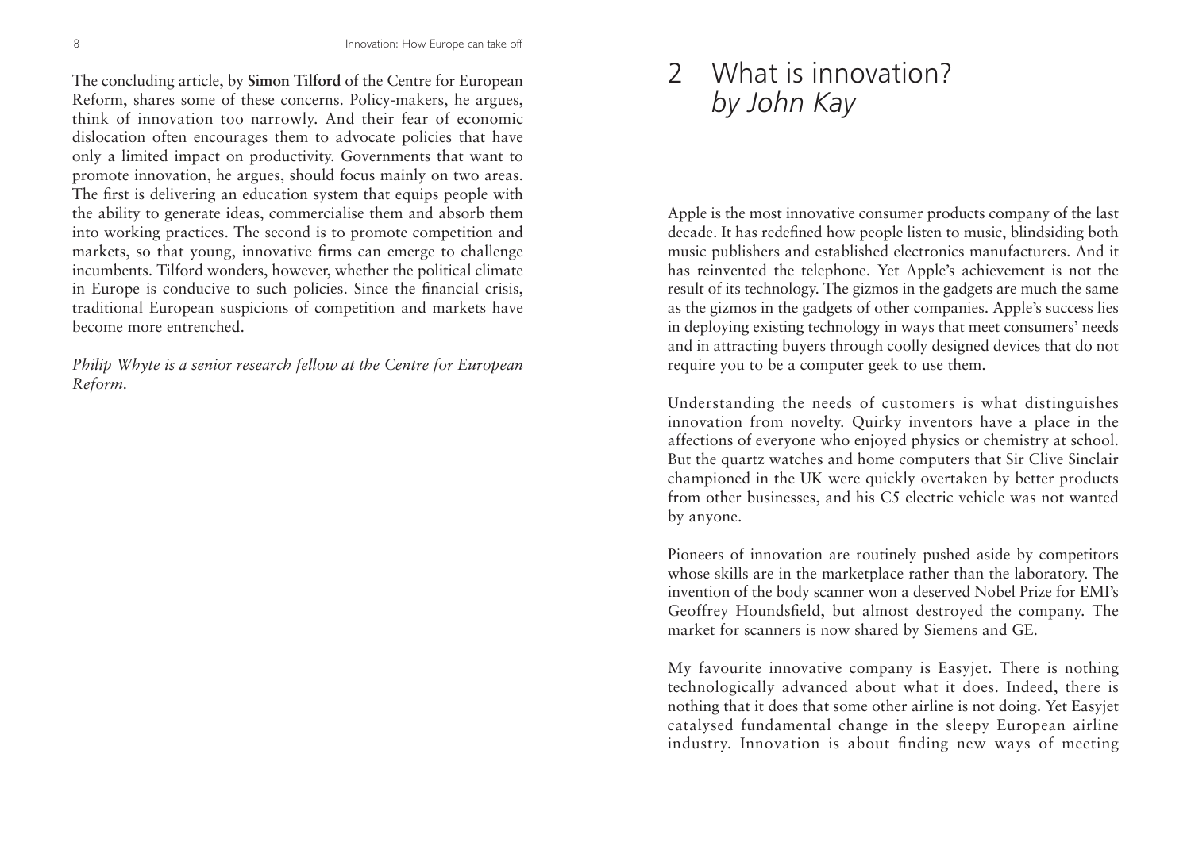The concluding article, by **Simon Tilford** of the Centre for European Reform, shares some of these concerns. Policy-makers, he argues, think of innovation too narrowly. And their fear of economic dislocation often encourages them to advocate policies that have only a limited impact on productivity. Governments that want to promote innovation, he argues, should focus mainly on two areas. The first is delivering an education system that equips people with the ability to generate ideas, commercialise them and absorb them into working practices. The second is to promote competition and markets, so that young, innovative firms can emerge to challenge incumbents. Tilford wonders, however, whether the political climate in Europe is conducive to such policies. Since the financial crisis, traditional European suspicions of competition and markets have become more entrenched.

*Philip Whyte is a senior research fellow at the Centre for European Reform.*

# 2 What is innovation? *by John Kay*

Apple is the most innovative consumer products company of the last decade. It has redefined how people listen to music, blindsiding both music publishers and established electronics manufacturers. And it has reinvented the telephone. Yet Apple's achievement is not the result of its technology. The gizmos in the gadgets are much the same as the gizmos in the gadgets of other companies. Apple's success lies in deploying existing technology in ways that meet consumers' needs and in attracting buyers through coolly designed devices that do not require you to be a computer geek to use them.

Understanding the needs of customers is what distinguishes innovation from novelty. Quirky inventors have a place in the affections of everyone who enjoyed physics or chemistry at school. But the quartz watches and home computers that Sir Clive Sinclair championed in the UK were quickly overtaken by better products from other businesses, and his C5 electric vehicle was not wanted by anyone.

Pioneers of innovation are routinely pushed aside by competitors whose skills are in the marketplace rather than the laboratory. The invention of the body scanner won a deserved Nobel Prize for EMI's Geoffrey Houndsfield, but almost destroyed the company. The market for scanners is now shared by Siemens and GE.

My favourite innovative company is Easyjet. There is nothing technologically advanced about what it does. Indeed, there is nothing that it does that some other airline is not doing. Yet Easyjet catalysed fundamental change in the sleepy European airline industry. Innovation is about finding new ways of meeting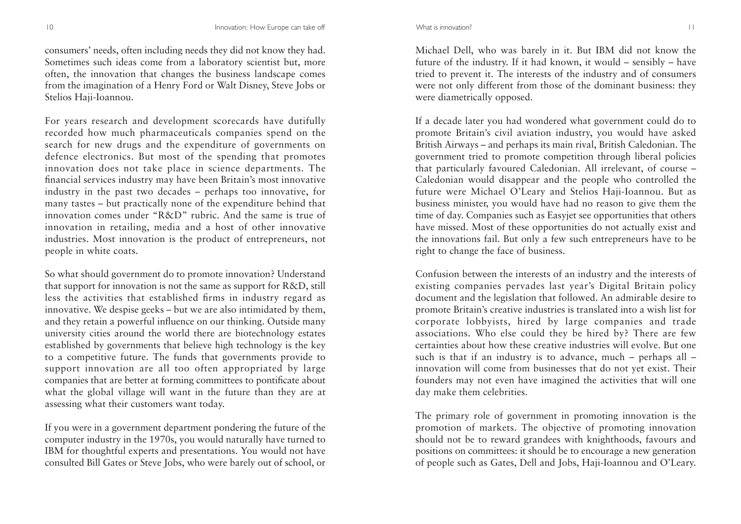consumers' needs, often including needs they did not know they had. Sometimes such ideas come from a laboratory scientist but, more often, the innovation that changes the business landscape comes from the imagination of a Henry Ford or Walt Disney, Steve Jobs or Stelios Haji-Ioannou.

For years research and development scorecards have dutifully recorded how much pharmaceuticals companies spend on the search for new drugs and the expenditure of governments on defence electronics. But most of the spending that promotes innovation does not take place in science departments. The financial services industry may have been Britain's most innovative industry in the past two decades – perhaps too innovative, for many tastes – but practically none of the expenditure behind that innovation comes under "R&D" rubric. And the same is true of innovation in retailing, media and a host of other innovative industries. Most innovation is the product of entrepreneurs, not people in white coats.

So what should government do to promote innovation? Understand that support for innovation is not the same as support for R&D, still less the activities that established firms in industry regard as innovative. We despise geeks – but we are also intimidated by them, and they retain a powerful influence on our thinking. Outside many university cities around the world there are biotechnology estates established by governments that believe high technology is the key to a competitive future. The funds that governments provide to support innovation are all too often appropriated by large companies that are better at forming committees to pontificate about what the global village will want in the future than they are at assessing what their customers want today.

If you were in a government department pondering the future of the computer industry in the 1970s, you would naturally have turned to IBM for thoughtful experts and presentations. You would not have consulted Bill Gates or Steve Jobs, who were barely out of school, or Michael Dell, who was barely in it. But IBM did not know the future of the industry. If it had known, it would – sensibly – have tried to prevent it. The interests of the industry and of consumers were not only different from those of the dominant business: they were diametrically opposed.

If a decade later you had wondered what government could do to promote Britain's civil aviation industry, you would have asked British Airways – and perhaps its main rival, British Caledonian. The government tried to promote competition through liberal policies that particularly favoured Caledonian. All irrelevant, of course – Caledonian would disappear and the people who controlled the future were Michael O'Leary and Stelios Haji-Ioannou. But as business minister, you would have had no reason to give them the time of day. Companies such as Easyjet see opportunities that others have missed. Most of these opportunities do not actually exist and the innovations fail. But only a few such entrepreneurs have to be right to change the face of business.

Confusion between the interests of an industry and the interests of existing companies pervades last year's Digital Britain policy document and the legislation that followed. An admirable desire to promote Britain's creative industries is translated into a wish list for corporate lobbyists, hired by large companies and trade associations. Who else could they be hired by? There are few certainties about how these creative industries will evolve. But one such is that if an industry is to advance, much – perhaps all – innovation will come from businesses that do not yet exist. Their founders may not even have imagined the activities that will one day make them celebrities.

The primary role of government in promoting innovation is the promotion of markets. The objective of promoting innovation should not be to reward grandees with knighthoods, favours and positions on committees: it should be to encourage a new generation of people such as Gates, Dell and Jobs, Haji-Ioannou and O'Leary.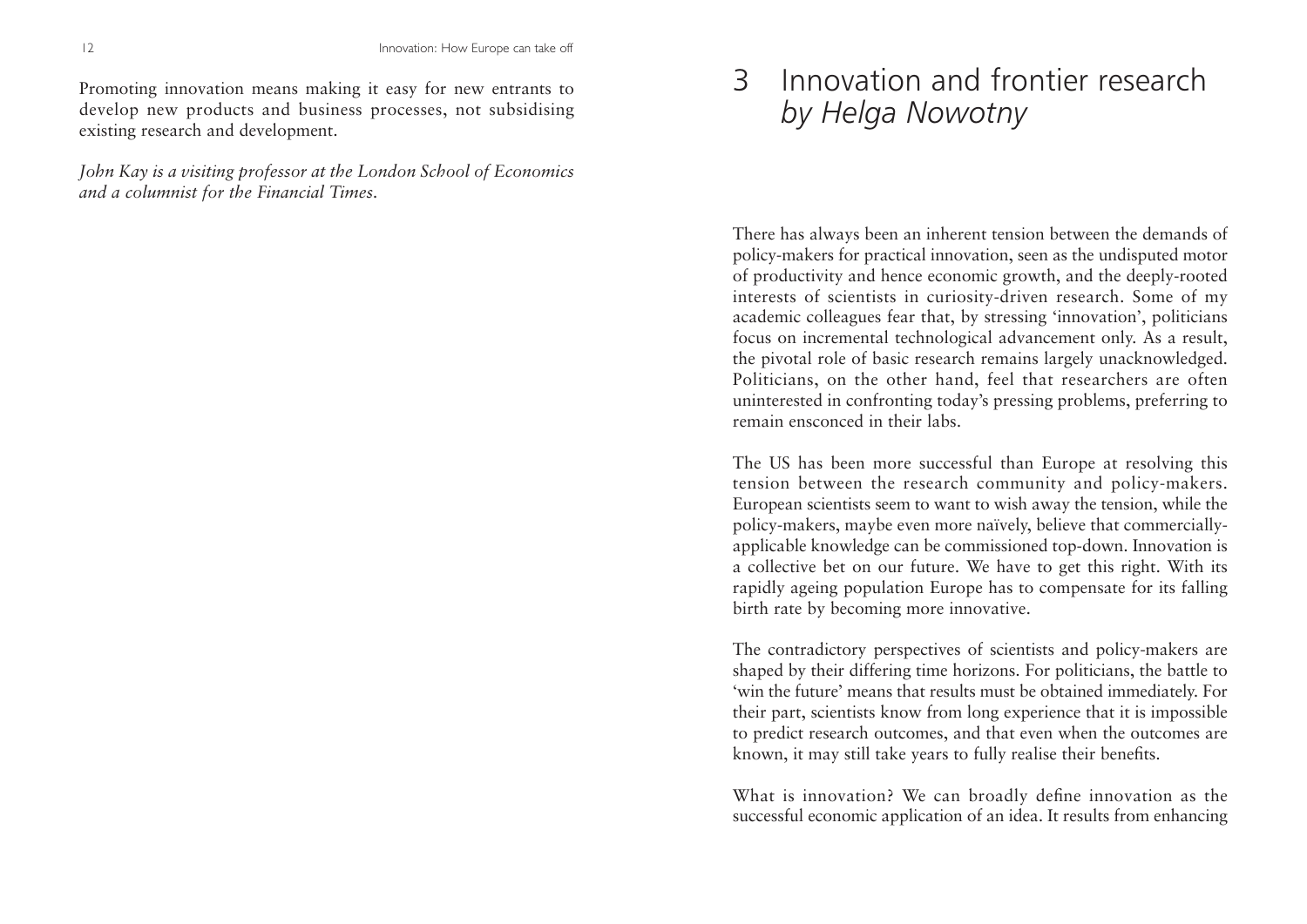Promoting innovation means making it easy for new entrants to develop new products and business processes, not subsidising existing research and development.

*John Kay is a visiting professor at the London School of Economics and a columnist for the Financial Times.*

# 3 Innovation and frontier research *by Helga Nowotny*

There has always been an inherent tension between the demands of policy-makers for practical innovation, seen as the undisputed motor of productivity and hence economic growth, and the deeply-rooted interests of scientists in curiosity-driven research. Some of my academic colleagues fear that, by stressing 'innovation', politicians focus on incremental technological advancement only. As a result, the pivotal role of basic research remains largely unacknowledged. Politicians, on the other hand, feel that researchers are often uninterested in confronting today's pressing problems, preferring to remain ensconced in their labs.

The US has been more successful than Europe at resolving this tension between the research community and policy-makers. European scientists seem to want to wish away the tension, while the policy-makers, maybe even more naïvely, believe that commercially-applicable knowledge can be commissioned top-down. Innovation is a collective bet on our future. We have to get this right. With its rapidly ageing population Europe has to compensate for its falling birth rate by becoming more innovative.

The contradictory perspectives of scientists and policy-makers are shaped by their differing time horizons. For politicians, the battle to 'win the future' means that results must be obtained immediately. For their part, scientists know from long experience that it is impossible to predict research outcomes, and that even when the outcomes are known, it may still take years to fully realise their benefits.

What is innovation? We can broadly define innovation as the successful economic application of an idea. It results from enhancing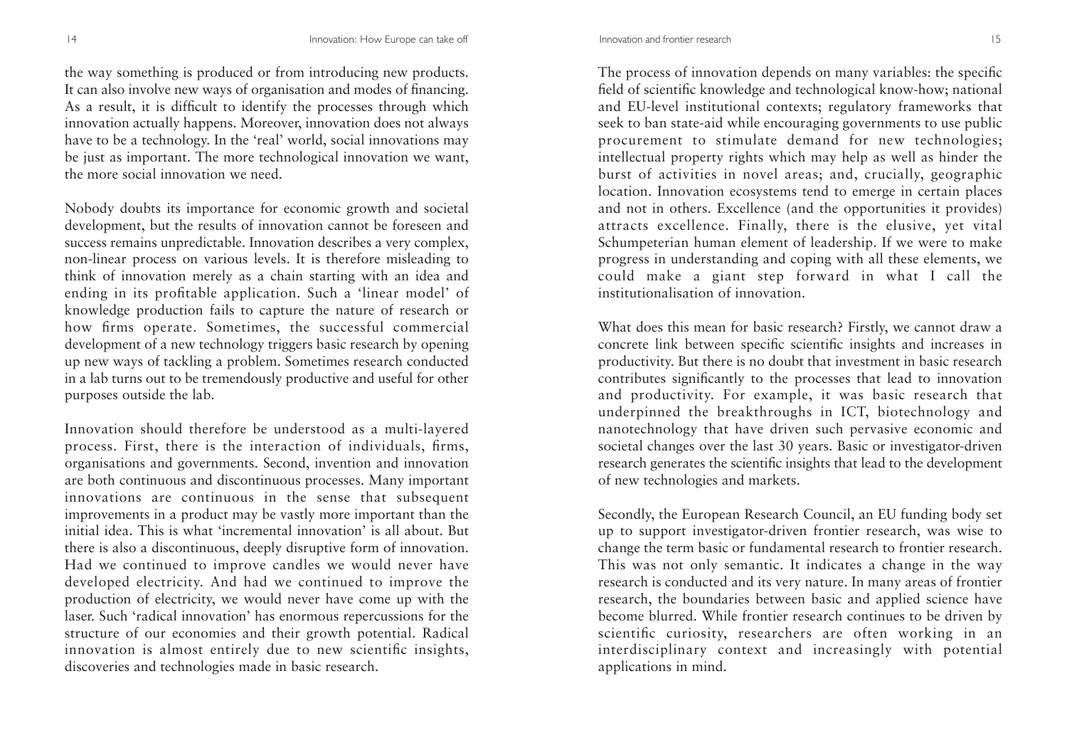the way something is produced or from introducing new products. It can also involve new ways of organisation and modes of financing. As a result, it is difficult to identify the processes through which innovation actually happens. Moreover, innovation does not always have to be a technology. In the 'real' world, social innovations may be just as important. The more technological innovation we want, the more social innovation we need.

Nobody doubts its importance for economic growth and societal development, but the results of innovation cannot be foreseen and success remains unpredictable. Innovation describes a very complex, non-linear process on various levels. It is therefore misleading to think of innovation merely as a chain starting with an idea and ending in its profitable application. Such a 'linear model' of knowledge production fails to capture the nature of research or how firms operate. Sometimes, the successful commercial development of a new technology triggers basic research by opening up new ways of tackling a problem. Sometimes research conducted in a lab turns out to be tremendously productive and useful for other purposes outside the lab.

Innovation should therefore be understood as a multi-layered process. First, there is the interaction of individuals, firms, organisations and governments. Second, invention and innovation are both continuous and discontinuous processes. Many important innovations are continuous in the sense that subsequent improvements in a product may be vastly more important than the initial idea. This is what 'incremental innovation' is all about. But there is also a discontinuous, deeply disruptive form of innovation. Had we continued to improve candles we would never have developed electricity. And had we continued to improve the production of electricity, we would never have come up with the laser. Such 'radical innovation' has enormous repercussions for the structure of our economies and their growth potential. Radical innovation is almost entirely due to new scientific insights, discoveries and technologies made in basic research.

The process of innovation depends on many variables: the specific field of scientific knowledge and technological know-how; national and EU-level institutional contexts; regulatory frameworks that seek to ban state-aid while encouraging governments to use public procurement to stimulate demand for new technologies; intellectual property rights which may help as well as hinder the burst of activities in novel areas; and, crucially, geographic location. Innovation ecosystems tend to emerge in certain places and not in others. Excellence (and the opportunities it provides) attracts excellence. Finally, there is the elusive, yet vital Schumpeterian human element of leadership. If we were to make progress in understanding and coping with all these elements, we could make a giant step forward in what I call the institutionalisation of innovation.

What does this mean for basic research? Firstly, we cannot draw a concrete link between specific scientific insights and increases in productivity. But there is no doubt that investment in basic research contributes significantly to the processes that lead to innovation and productivity. For example, it was basic research that underpinned the breakthroughs in ICT, biotechnology and nanotechnology that have driven such pervasive economic and societal changes over the last 30 years. Basic or investigator-driven research generates the scientific insights that lead to the development of new technologies and markets.

Secondly, the European Research Council, an EU funding body set up to support investigator-driven frontier research, was wise to change the term basic or fundamental research to frontier research. This was not only semantic. It indicates a change in the way research is conducted and its very nature. In many areas of frontier research, the boundaries between basic and applied science have become blurred. While frontier research continues to be driven by scientific curiosity, researchers are often working in an interdisciplinary context and increasingly with potential applications in mind.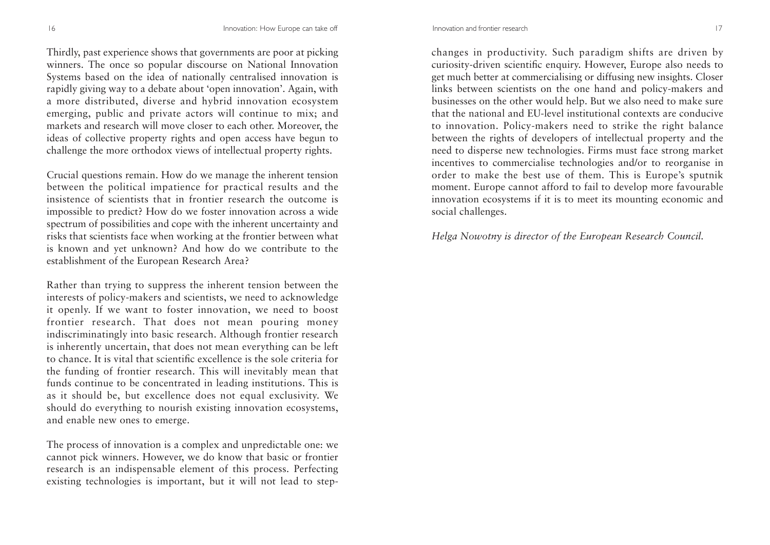Thirdly, past experience shows that governments are poor at picking winners. The once so popular discourse on National Innovation Systems based on the idea of nationally centralised innovation is rapidly giving way to a debate about 'open innovation'. Again, with a more distributed, diverse and hybrid innovation ecosystem emerging, public and private actors will continue to mix; and markets and research will move closer to each other. Moreover, the ideas of collective property rights and open access have begun to challenge the more orthodox views of intellectual property rights.

Crucial questions remain. How do we manage the inherent tension between the political impatience for practical results and the insistence of scientists that in frontier research the outcome is impossible to predict? How do we foster innovation across a wide spectrum of possibilities and cope with the inherent uncertainty and risks that scientists face when working at the frontier between what is known and yet unknown? And how do we contribute to the establishment of the European Research Area?

Rather than trying to suppress the inherent tension between the interests of policy-makers and scientists, we need to acknowledge it openly. If we want to foster innovation, we need to boost frontier research. That does not mean pouring money indiscriminatingly into basic research. Although frontier research is inherently uncertain, that does not mean everything can be left to chance. It is vital that scientific excellence is the sole criteria for the funding of frontier research. This will inevitably mean that funds continue to be concentrated in leading institutions. This is as it should be, but excellence does not equal exclusivity. We should do everything to nourish existing innovation ecosystems, and enable new ones to emerge.

The process of innovation is a complex and unpredictable one: we cannot pick winners. However, we do know that basic or frontier research is an indispensable element of this process. Perfecting existing technologies is important, but it will not lead to step-changes in productivity. Such paradigm shifts are driven by curiosity-driven scientific enquiry. However, Europe also needs to get much better at commercialising or diffusing new insights. Closer links between scientists on the one hand and policy-makers and businesses on the other would help. But we also need to make sure that the national and EU-level institutional contexts are conducive to innovation. Policy-makers need to strike the right balance between the rights of developers of intellectual property and the need to disperse new technologies. Firms must face strong market incentives to commercialise technologies and/or to reorganise in order to make the best use of them. This is Europe's sputnik moment. Europe cannot afford to fail to develop more favourable innovation ecosystems if it is to meet its mounting economic and social challenges.

*Helga Nowotny is director of the European Research Council.*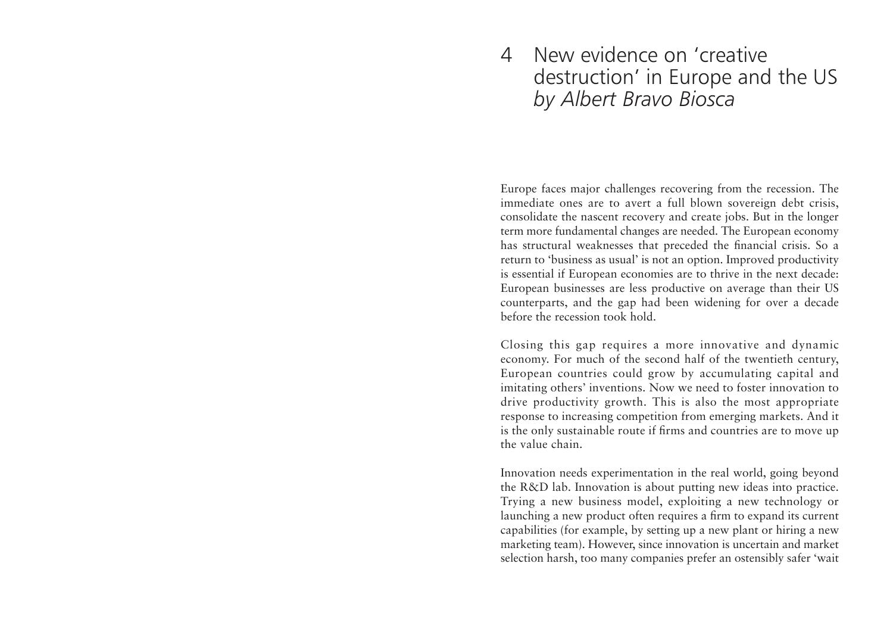# 4 New evidence on 'creative destruction' in Europe and the US *by Albert Bravo Biosca*

Europe faces major challenges recovering from the recession. The immediate ones are to avert a full blown sovereign debt crisis, consolidate the nascent recovery and create jobs. But in the longer term more fundamental changes are needed. The European economy has structural weaknesses that preceded the financial crisis. So a return to 'business as usual' is not an option. Improved productivity is essential if European economies are to thrive in the next decade: European businesses are less productive on average than their US counterparts, and the gap had been widening for over a decade before the recession took hold.

Closing this gap requires a more innovative and dynamic economy. For much of the second half of the twentieth century, European countries could grow by accumulating capital and imitating others' inventions. Now we need to foster innovation to drive productivity growth. This is also the most appropriate response to increasing competition from emerging markets. And it is the only sustainable route if firms and countries are to move up the value chain.

Innovation needs experimentation in the real world, going beyond the R&D lab. Innovation is about putting new ideas into practice. Trying a new business model, exploiting a new technology or launching a new product often requires a firm to expand its current capabilities (for example, by setting up a new plant or hiring a new marketing team). However, since innovation is uncertain and market selection harsh, too many companies prefer an ostensibly safer 'wait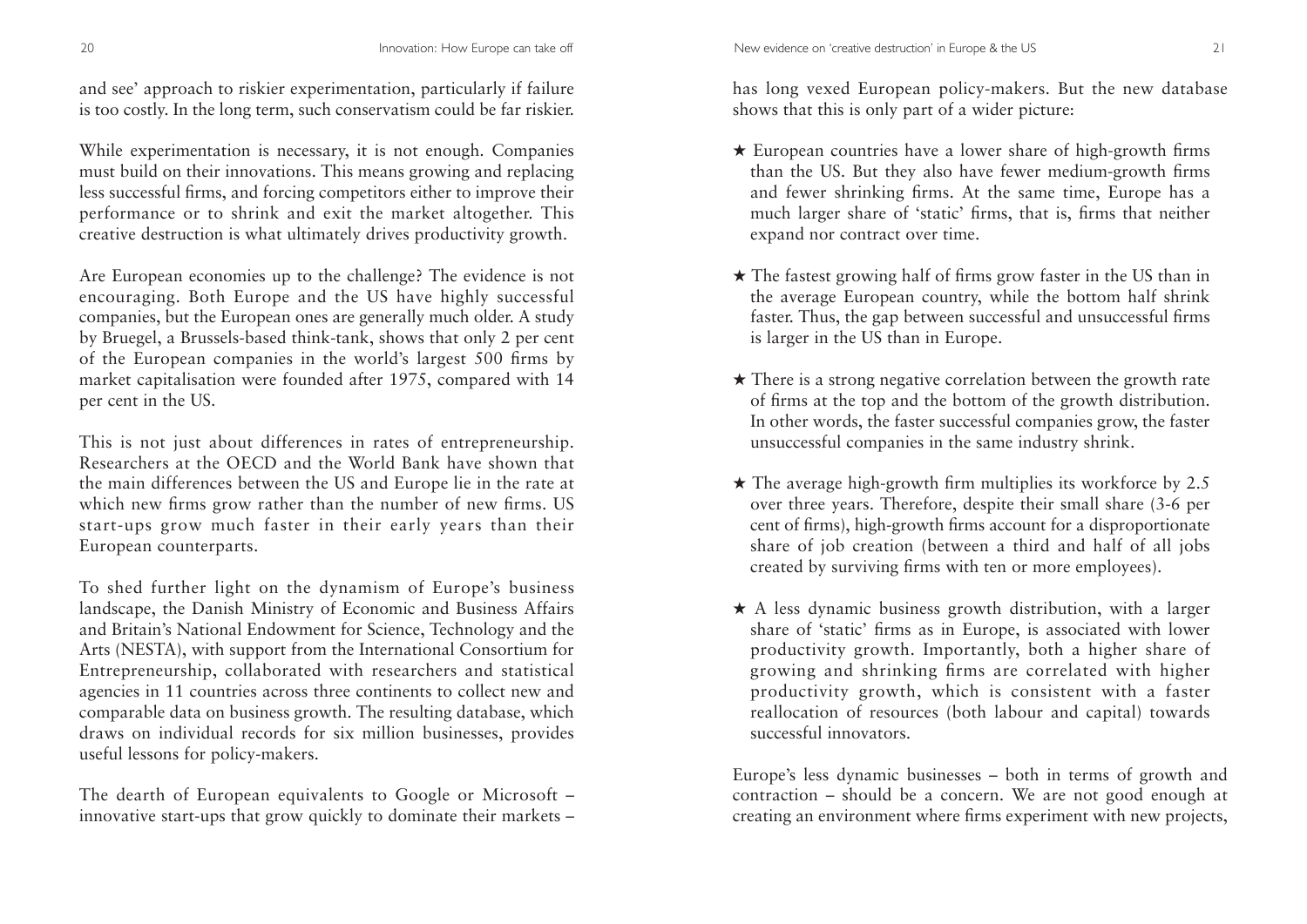and see' approach to riskier experimentation, particularly if failure is too costly. In the long term, such conservatism could be far riskier.

While experimentation is necessary, it is not enough. Companies must build on their innovations. This means growing and replacing less successful firms, and forcing competitors either to improve their performance or to shrink and exit the market altogether. This creative destruction is what ultimately drives productivity growth.

Are European economies up to the challenge? The evidence is not encouraging. Both Europe and the US have highly successful companies, but the European ones are generally much older. A study by Bruegel, a Brussels-based think-tank, shows that only 2 per cent of the European companies in the world's largest 500 firms by market capitalisation were founded after 1975, compared with 14 per cent in the US.

This is not just about differences in rates of entrepreneurship. Researchers at the OECD and the World Bank have shown that the main differences between the US and Europe lie in the rate at which new firms grow rather than the number of new firms. US start-ups grow much faster in their early years than their European counterparts.

To shed further light on the dynamism of Europe's business landscape, the Danish Ministry of Economic and Business Affairs and Britain's National Endowment for Science, Technology and the Arts (NESTA), with support from the International Consortium for Entrepreneurship, collaborated with researchers and statistical agencies in 11 countries across three continents to collect new and comparable data on business growth. The resulting database, which draws on individual records for six million businesses, provides useful lessons for policy-makers.

The dearth of European equivalents to Google or Microsoft – innovative start-ups that grow quickly to dominate their markets – has long vexed European policy-makers. But the new database shows that this is only part of a wider picture:

★ European countries have a lower share of high-growth firms than the US. But they also have fewer medium-growth firms and fewer shrinking firms. At the same time, Europe has a much larger share of 'static' firms, that is, firms that neither expand nor contract over time.

★ The fastest growing half of firms grow faster in the US than in the average European country, while the bottom half shrink faster. Thus, the gap between successful and unsuccessful firms is larger in the US than in Europe.

★ There is a strong negative correlation between the growth rate of firms at the top and the bottom of the growth distribution. In other words, the faster successful companies grow, the faster unsuccessful companies in the same industry shrink.

★ The average high-growth firm multiplies its workforce by 2.5 over three years. Therefore, despite their small share (3-6 per cent of firms), high-growth firms account for a disproportionate share of job creation (between a third and half of all jobs created by surviving firms with ten or more employees).

★ A less dynamic business growth distribution, with a larger share of 'static' firms as in Europe, is associated with lower productivity growth. Importantly, both a higher share of growing and shrinking firms are correlated with higher productivity growth, which is consistent with a faster reallocation of resources (both labour and capital) towards successful innovators.

Europe's less dynamic businesses – both in terms of growth and contraction – should be a concern. We are not good enough at creating an environment where firms experiment with new projects,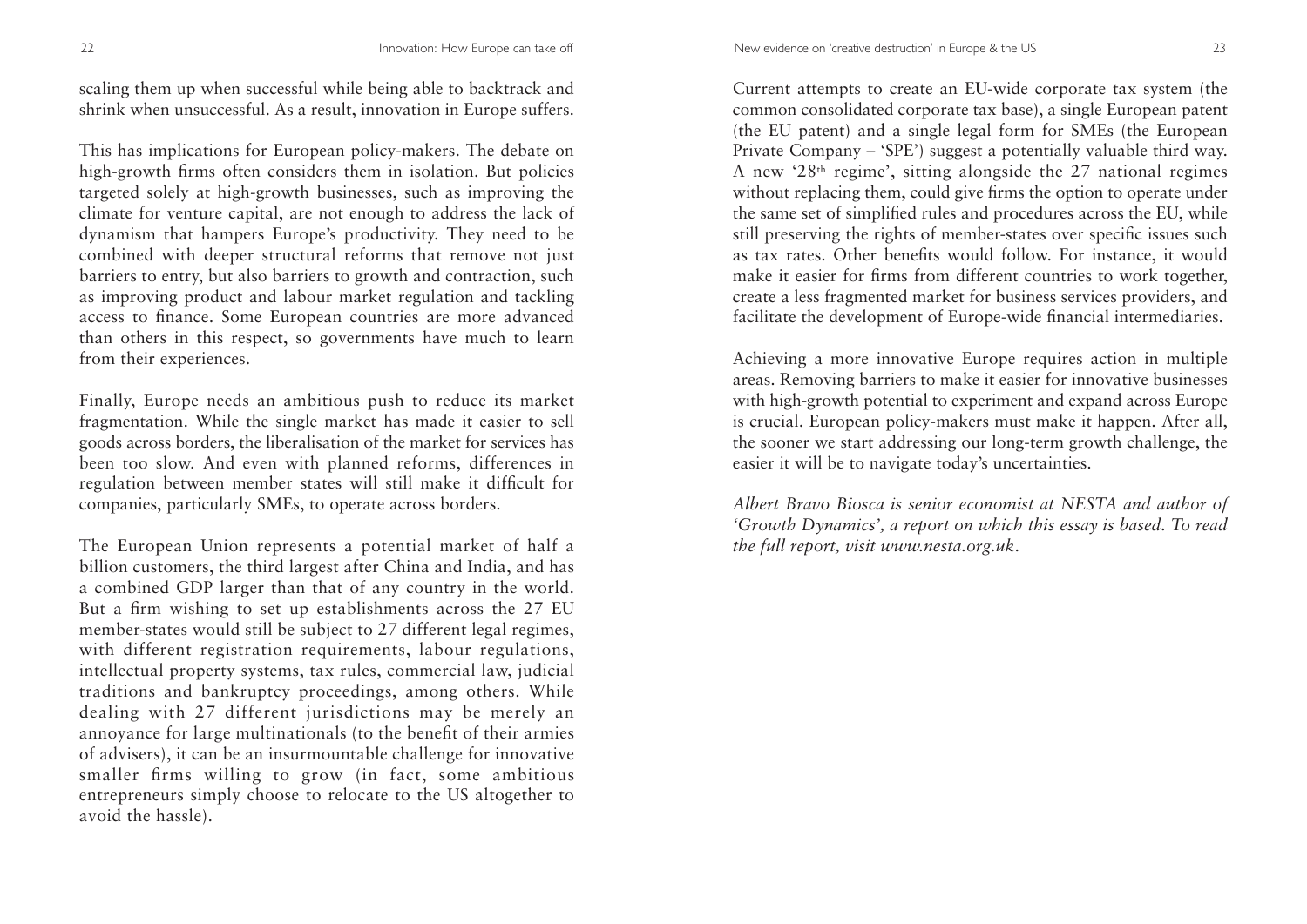scaling them up when successful while being able to backtrack and shrink when unsuccessful. As a result, innovation in Europe suffers.

This has implications for European policy-makers. The debate on high-growth firms often considers them in isolation. But policies targeted solely at high-growth businesses, such as improving the climate for venture capital, are not enough to address the lack of dynamism that hampers Europe's productivity. They need to be combined with deeper structural reforms that remove not just barriers to entry, but also barriers to growth and contraction, such as improving product and labour market regulation and tackling access to finance. Some European countries are more advanced than others in this respect, so governments have much to learn from their experiences.

Finally, Europe needs an ambitious push to reduce its market fragmentation. While the single market has made it easier to sell goods across borders, the liberalisation of the market for services has been too slow. And even with planned reforms, differences in regulation between member states will still make it difficult for companies, particularly SMEs, to operate across borders.

The European Union represents a potential market of half a billion customers, the third largest after China and India, and has a combined GDP larger than that of any country in the world. But a firm wishing to set up establishments across the 27 EU member-states would still be subject to 27 different legal regimes, with different registration requirements, labour regulations, intellectual property systems, tax rules, commercial law, judicial traditions and bankruptcy proceedings, among others. While dealing with 27 different jurisdictions may be merely an annoyance for large multinationals (to the benefit of their armies of advisers), it can be an insurmountable challenge for innovative smaller firms willing to grow (in fact, some ambitious entrepreneurs simply choose to relocate to the US altogether to avoid the hassle).

Current attempts to create an EU-wide corporate tax system (the common consolidated corporate tax base), a single European patent (the EU patent) and a single legal form for SMEs (the European Private Company – 'SPE') suggest a potentially valuable third way. A new '28th regime', sitting alongside the 27 national regimes without replacing them, could give firms the option to operate under the same set of simplified rules and procedures across the EU, while still preserving the rights of member-states over specific issues such as tax rates. Other benefits would follow. For instance, it would make it easier for firms from different countries to work together, create a less fragmented market for business services providers, and facilitate the development of Europe-wide financial intermediaries.

Achieving a more innovative Europe requires action in multiple areas. Removing barriers to make it easier for innovative businesses with high-growth potential to experiment and expand across Europe is crucial. European policy-makers must make it happen. After all, the sooner we start addressing our long-term growth challenge, the easier it will be to navigate today's uncertainties.

*Albert Bravo Biosca is senior economist at NESTA and author of 'Growth Dynamics', a report on which this essay is based. To read the full report, visit www.nesta.org.uk.*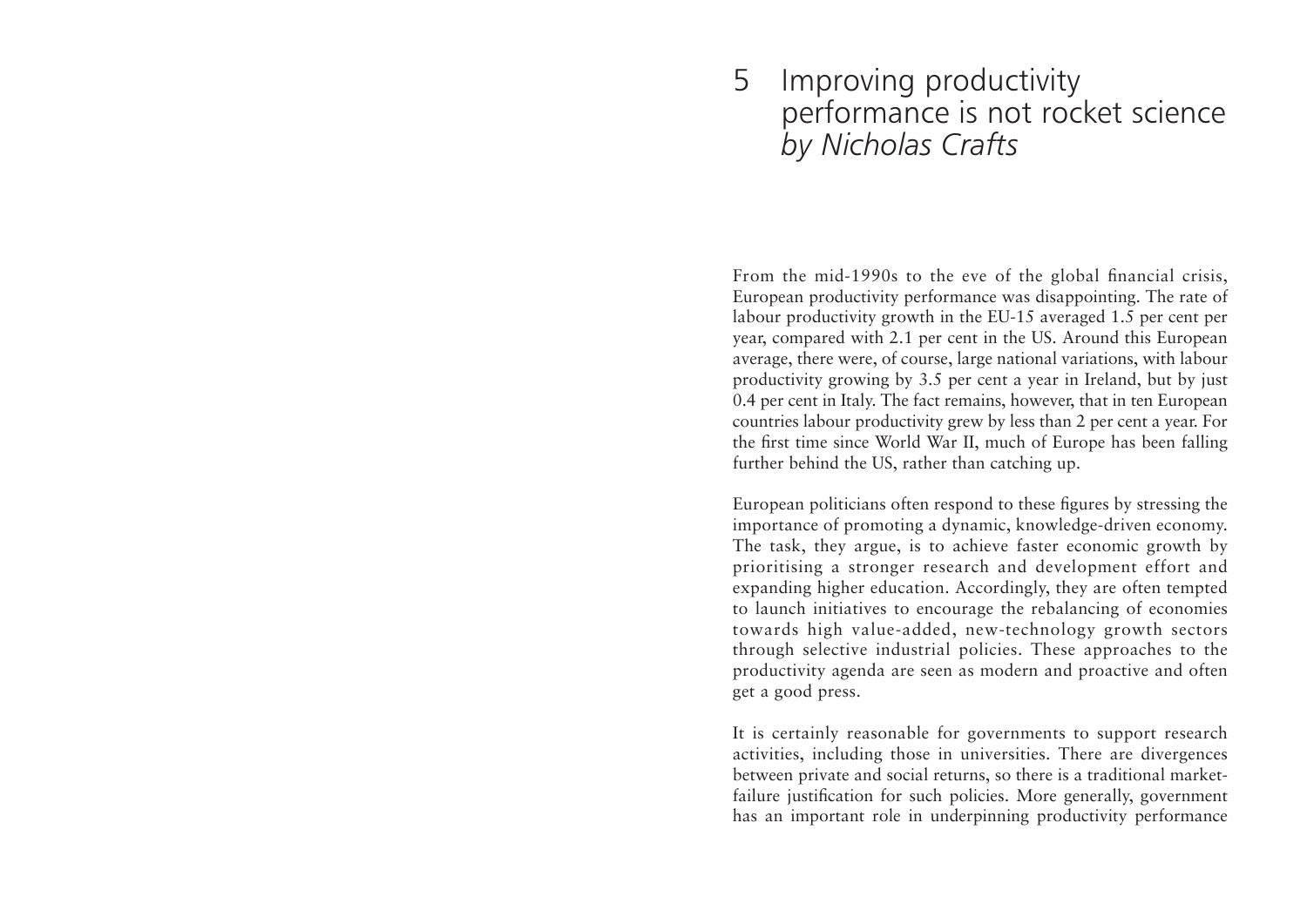# 5 Improving productivity performance is not rocket science *by Nicholas Crafts*

From the mid-1990s to the eve of the global financial crisis, European productivity performance was disappointing. The rate of labour productivity growth in the EU-15 averaged 1.5 per cent per year, compared with 2.1 per cent in the US. Around this European average, there were, of course, large national variations, with labour productivity growing by 3.5 per cent a year in Ireland, but by just 0.4 per cent in Italy. The fact remains, however, that in ten European countries labour productivity grew by less than 2 per cent a year. For the first time since World War II, much of Europe has been falling further behind the US, rather than catching up.

European politicians often respond to these figures by stressing the importance of promoting a dynamic, knowledge-driven economy. The task, they argue, is to achieve faster economic growth by prioritising a stronger research and development effort and expanding higher education. Accordingly, they are often tempted to launch initiatives to encourage the rebalancing of economies towards high value-added, new-technology growth sectors through selective industrial policies. These approaches to the productivity agenda are seen as modern and proactive and often get a good press.

It is certainly reasonable for governments to support research activities, including those in universities. There are divergences between private and social returns, so there is a traditional market-failure justification for such policies. More generally, government has an important role in underpinning productivity performance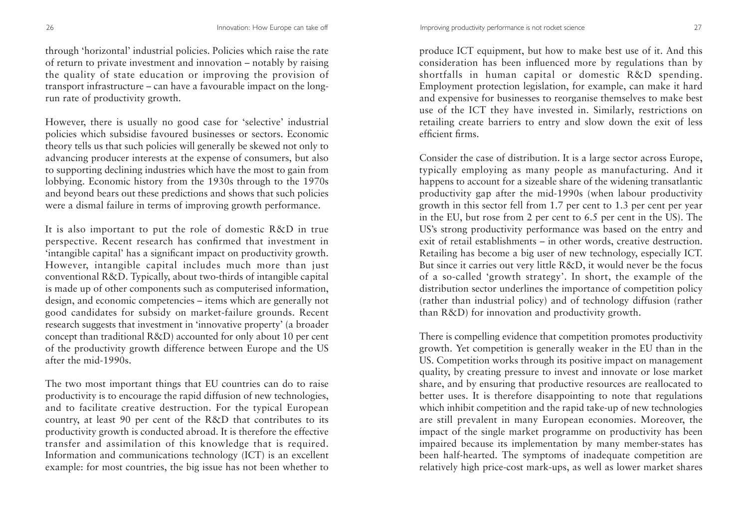through 'horizontal' industrial policies. Policies which raise the rate of return to private investment and innovation – notably by raising the quality of state education or improving the provision of transport infrastructure – can have a favourable impact on the long-run rate of productivity growth.

However, there is usually no good case for 'selective' industrial policies which subsidise favoured businesses or sectors. Economic theory tells us that such policies will generally be skewed not only to advancing producer interests at the expense of consumers, but also to supporting declining industries which have the most to gain from lobbying. Economic history from the 1930s through to the 1970s and beyond bears out these predictions and shows that such policies were a dismal failure in terms of improving growth performance.

It is also important to put the role of domestic R&D in true perspective. Recent research has confirmed that investment in 'intangible capital' has a significant impact on productivity growth. However, intangible capital includes much more than just conventional R&D. Typically, about two-thirds of intangible capital is made up of other components such as computerised information, design, and economic competencies – items which are generally not good candidates for subsidy on market-failure grounds. Recent research suggests that investment in 'innovative property' (a broader concept than traditional R&D) accounted for only about 10 per cent of the productivity growth difference between Europe and the US after the mid-1990s.

The two most important things that EU countries can do to raise productivity is to encourage the rapid diffusion of new technologies, and to facilitate creative destruction. For the typical European country, at least 90 per cent of the R&D that contributes to its productivity growth is conducted abroad. It is therefore the effective transfer and assimilation of this knowledge that is required. Information and communications technology (ICT) is an excellent example: for most countries, the big issue has not been whether to produce ICT equipment, but how to make best use of it. And this consideration has been influenced more by regulations than by shortfalls in human capital or domestic R&D spending. Employment protection legislation, for example, can make it hard and expensive for businesses to reorganise themselves to make best use of the ICT they have invested in. Similarly, restrictions on retailing create barriers to entry and slow down the exit of less efficient firms.

Consider the case of distribution. It is a large sector across Europe, typically employing as many people as manufacturing. And it happens to account for a sizeable share of the widening transatlantic productivity gap after the mid-1990s (when labour productivity growth in this sector fell from 1.7 per cent to 1.3 per cent per year in the EU, but rose from 2 per cent to 6.5 per cent in the US). The US's strong productivity performance was based on the entry and exit of retail establishments – in other words, creative destruction. Retailing has become a big user of new technology, especially ICT. But since it carries out very little R&D, it would never be the focus of a so-called 'growth strategy'. In short, the example of the distribution sector underlines the importance of competition policy (rather than industrial policy) and of technology diffusion (rather than R&D) for innovation and productivity growth.

There is compelling evidence that competition promotes productivity growth. Yet competition is generally weaker in the EU than in the US. Competition works through its positive impact on management quality, by creating pressure to invest and innovate or lose market share, and by ensuring that productive resources are reallocated to better uses. It is therefore disappointing to note that regulations which inhibit competition and the rapid take-up of new technologies are still prevalent in many European economies. Moreover, the impact of the single market programme on productivity has been impaired because its implementation by many member-states has been half-hearted. The symptoms of inadequate competition are relatively high price-cost mark-ups, as well as lower market shares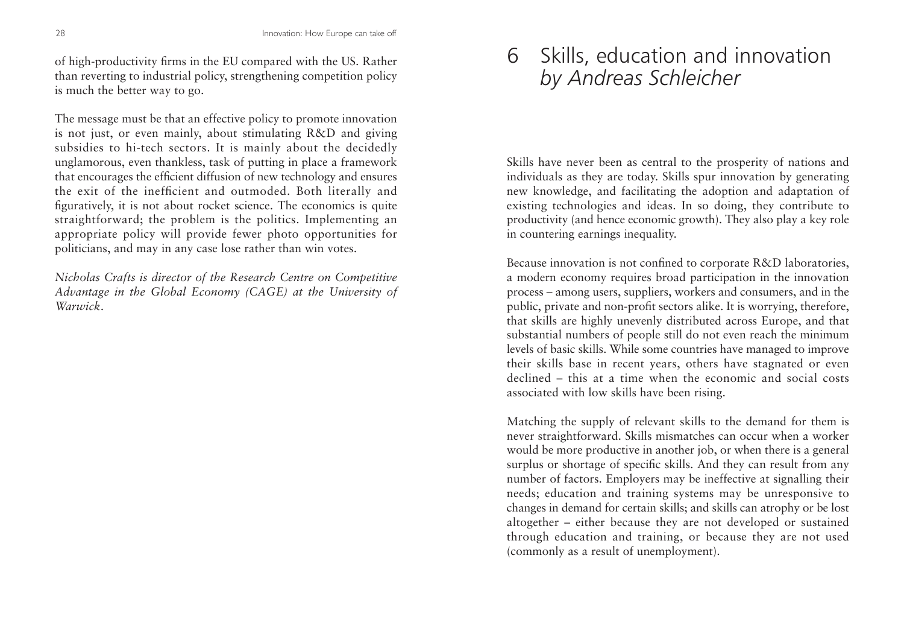of high-productivity firms in the EU compared with the US. Rather than reverting to industrial policy, strengthening competition policy is much the better way to go.

The message must be that an effective policy to promote innovation is not just, or even mainly, about stimulating R&D and giving subsidies to hi-tech sectors. It is mainly about the decidedly unglamorous, even thankless, task of putting in place a framework that encourages the efficient diffusion of new technology and ensures the exit of the inefficient and outmoded. Both literally and figuratively, it is not about rocket science. The economics is quite straightforward; the problem is the politics. Implementing an appropriate policy will provide fewer photo opportunities for politicians, and may in any case lose rather than win votes.

*Nicholas Crafts is director of the Research Centre on Competitive Advantage in the Global Economy (CAGE) at the University of Warwick.*

# 6 Skills, education and innovation *by Andreas Schleicher*

Skills have never been as central to the prosperity of nations and individuals as they are today. Skills spur innovation by generating new knowledge, and facilitating the adoption and adaptation of existing technologies and ideas. In so doing, they contribute to productivity (and hence economic growth). They also play a key role in countering earnings inequality.

Because innovation is not confined to corporate R&D laboratories, a modern economy requires broad participation in the innovation process – among users, suppliers, workers and consumers, and in the public, private and non-profit sectors alike. It is worrying, therefore, that skills are highly unevenly distributed across Europe, and that substantial numbers of people still do not even reach the minimum levels of basic skills. While some countries have managed to improve their skills base in recent years, others have stagnated or even declined – this at a time when the economic and social costs associated with low skills have been rising.

Matching the supply of relevant skills to the demand for them is never straightforward. Skills mismatches can occur when a worker would be more productive in another job, or when there is a general surplus or shortage of specific skills. And they can result from any number of factors. Employers may be ineffective at signalling their needs; education and training systems may be unresponsive to changes in demand for certain skills; and skills can atrophy or be lost altogether – either because they are not developed or sustained through education and training, or because they are not used (commonly as a result of unemployment).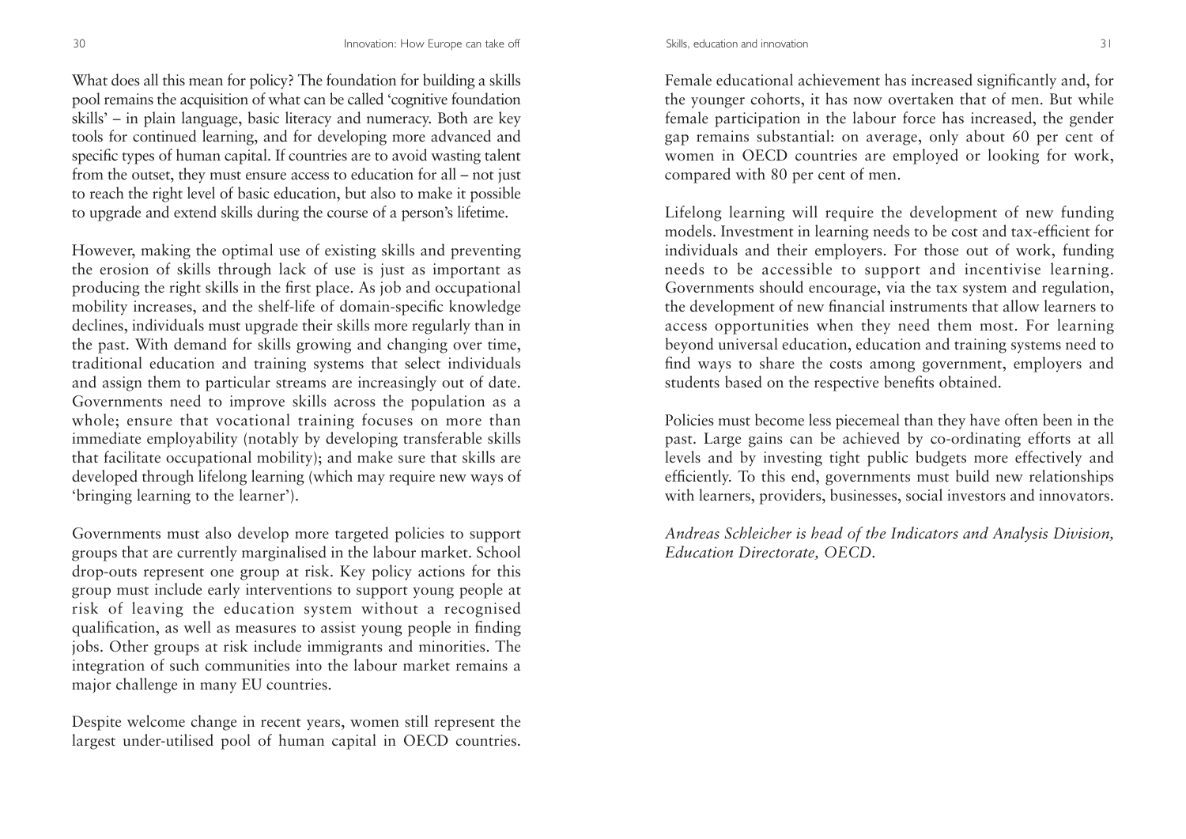What does all this mean for policy? The foundation for building a skills pool remains the acquisition of what can be called 'cognitive foundation skills' – in plain language, basic literacy and numeracy. Both are key tools for continued learning, and for developing more advanced and specific types of human capital. If countries are to avoid wasting talent from the outset, they must ensure access to education for all – not just to reach the right level of basic education, but also to make it possible to upgrade and extend skills during the course of a person's lifetime.

However, making the optimal use of existing skills and preventing the erosion of skills through lack of use is just as important as producing the right skills in the first place. As job and occupational mobility increases, and the shelf-life of domain-specific knowledge declines, individuals must upgrade their skills more regularly than in the past. With demand for skills growing and changing over time, traditional education and training systems that select individuals and assign them to particular streams are increasingly out of date. Governments need to improve skills across the population as a whole; ensure that vocational training focuses on more than immediate employability (notably by developing transferable skills that facilitate occupational mobility); and make sure that skills are developed through lifelong learning (which may require new ways of 'bringing learning to the learner').

Governments must also develop more targeted policies to support groups that are currently marginalised in the labour market. School drop-outs represent one group at risk. Key policy actions for this group must include early interventions to support young people at risk of leaving the education system without a recognised qualification, as well as measures to assist young people in finding jobs. Other groups at risk include immigrants and minorities. The integration of such communities into the labour market remains a major challenge in many EU countries.

Despite welcome change in recent years, women still represent the largest under-utilised pool of human capital in OECD countries. Female educational achievement has increased significantly and, for the younger cohorts, it has now overtaken that of men. But while female participation in the labour force has increased, the gender gap remains substantial: on average, only about 60 per cent of women in OECD countries are employed or looking for work, compared with 80 per cent of men.

Lifelong learning will require the development of new funding models. Investment in learning needs to be cost and tax-efficient for individuals and their employers. For those out of work, funding needs to be accessible to support and incentivise learning. Governments should encourage, via the tax system and regulation, the development of new financial instruments that allow learners to access opportunities when they need them most. For learning beyond universal education, education and training systems need to find ways to share the costs among government, employers and students based on the respective benefits obtained.

Policies must become less piecemeal than they have often been in the past. Large gains can be achieved by co-ordinating efforts at all levels and by investing tight public budgets more effectively and efficiently. To this end, governments must build new relationships with learners, providers, businesses, social investors and innovators.

*Andreas Schleicher is head of the Indicators and Analysis Division, Education Directorate, OECD.*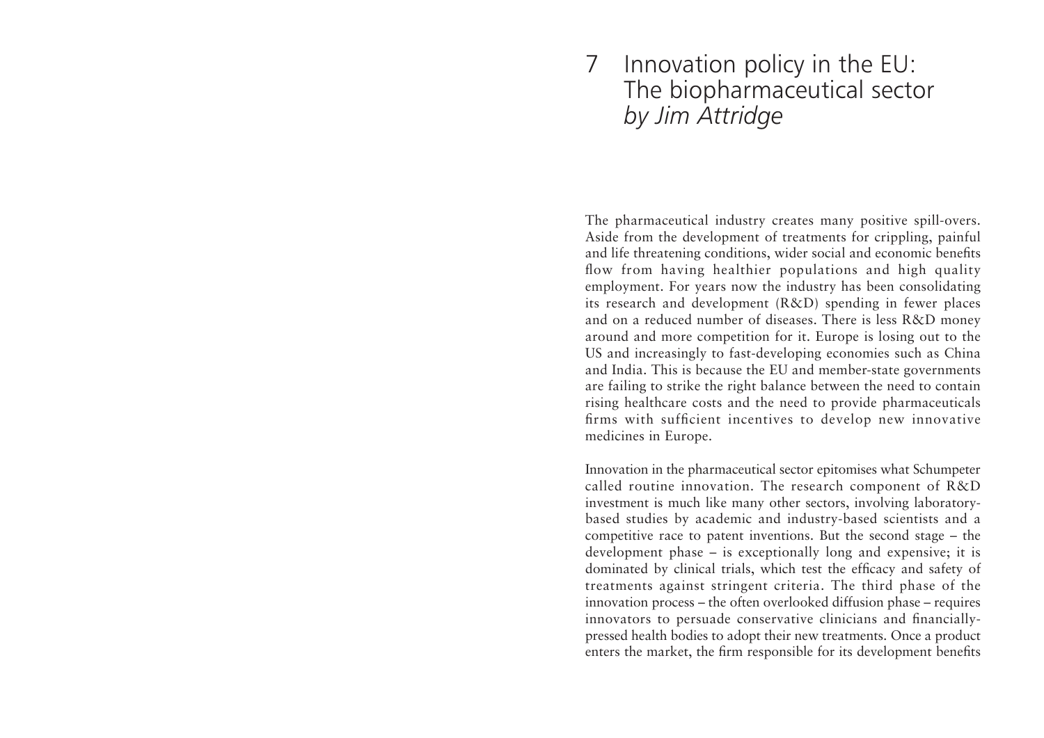# 7 Innovation policy in the EU: The biopharmaceutical sector *by Jim Attridge*

The pharmaceutical industry creates many positive spill-overs. Aside from the development of treatments for crippling, painful and life threatening conditions, wider social and economic benefits flow from having healthier populations and high quality employment. For years now the industry has been consolidating its research and development (R&D) spending in fewer places and on a reduced number of diseases. There is less R&D money around and more competition for it. Europe is losing out to the US and increasingly to fast-developing economies such as China and India. This is because the EU and member-state governments are failing to strike the right balance between the need to contain rising healthcare costs and the need to provide pharmaceuticals firms with sufficient incentives to develop new innovative medicines in Europe.

Innovation in the pharmaceutical sector epitomises what Schumpeter called routine innovation. The research component of R&D investment is much like many other sectors, involving laboratory-based studies by academic and industry-based scientists and a competitive race to patent inventions. But the second stage – the development phase – is exceptionally long and expensive; it is dominated by clinical trials, which test the efficacy and safety of treatments against stringent criteria. The third phase of the innovation process – the often overlooked diffusion phase – requires innovators to persuade conservative clinicians and financially-pressed health bodies to adopt their new treatments. Once a product enters the market, the firm responsible for its development benefits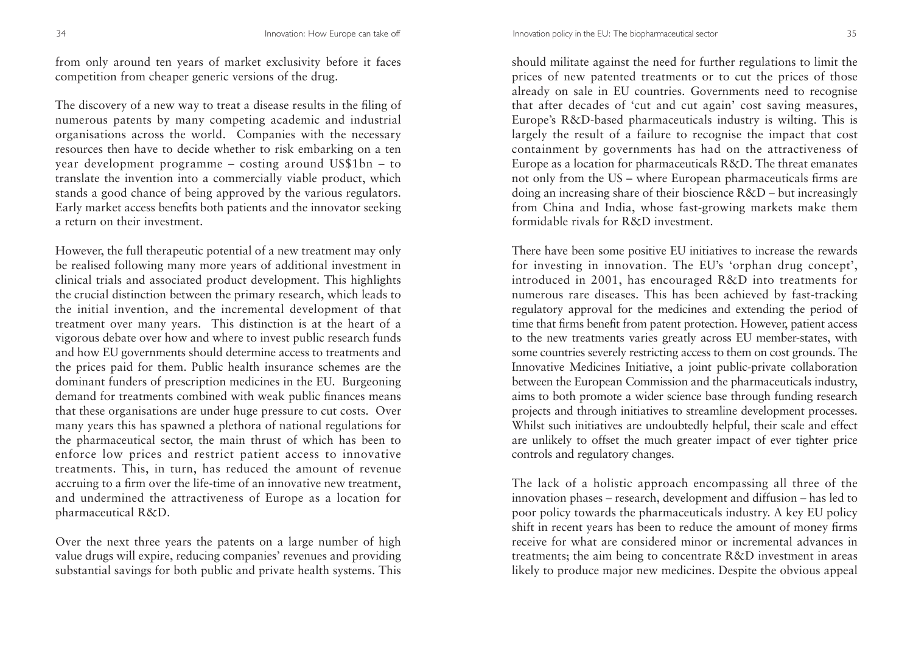from only around ten years of market exclusivity before it faces competition from cheaper generic versions of the drug.

The discovery of a new way to treat a disease results in the filing of numerous patents by many competing academic and industrial organisations across the world. Companies with the necessary resources then have to decide whether to risk embarking on a ten year development programme – costing around US$1bn – to translate the invention into a commercially viable product, which stands a good chance of being approved by the various regulators. Early market access benefits both patients and the innovator seeking a return on their investment.

However, the full therapeutic potential of a new treatment may only be realised following many more years of additional investment in clinical trials and associated product development. This highlights the crucial distinction between the primary research, which leads to the initial invention, and the incremental development of that treatment over many years. This distinction is at the heart of a vigorous debate over how and where to invest public research funds and how EU governments should determine access to treatments and the prices paid for them. Public health insurance schemes are the dominant funders of prescription medicines in the EU. Burgeoning demand for treatments combined with weak public finances means that these organisations are under huge pressure to cut costs. Over many years this has spawned a plethora of national regulations for the pharmaceutical sector, the main thrust of which has been to enforce low prices and restrict patient access to innovative treatments. This, in turn, has reduced the amount of revenue accruing to a firm over the life-time of an innovative new treatment, and undermined the attractiveness of Europe as a location for pharmaceutical R&D.

Over the next three years the patents on a large number of high value drugs will expire, reducing companies' revenues and providing substantial savings for both public and private health systems. This should militate against the need for further regulations to limit the prices of new patented treatments or to cut the prices of those already on sale in EU countries. Governments need to recognise that after decades of 'cut and cut again' cost saving measures, Europe's R&D-based pharmaceuticals industry is wilting. This is largely the result of a failure to recognise the impact that cost containment by governments has had on the attractiveness of Europe as a location for pharmaceuticals R&D. The threat emanates not only from the US – where European pharmaceuticals firms are doing an increasing share of their bioscience R&D – but increasingly from China and India, whose fast-growing markets make them formidable rivals for R&D investment.

There have been some positive EU initiatives to increase the rewards for investing in innovation. The EU's 'orphan drug concept', introduced in 2001, has encouraged R&D into treatments for numerous rare diseases. This has been achieved by fast-tracking regulatory approval for the medicines and extending the period of time that firms benefit from patent protection. However, patient access to the new treatments varies greatly across EU member-states, with some countries severely restricting access to them on cost grounds. The Innovative Medicines Initiative, a joint public-private collaboration between the European Commission and the pharmaceuticals industry, aims to both promote a wider science base through funding research projects and through initiatives to streamline development processes. Whilst such initiatives are undoubtedly helpful, their scale and effect are unlikely to offset the much greater impact of ever tighter price controls and regulatory changes.

The lack of a holistic approach encompassing all three of the innovation phases – research, development and diffusion – has led to poor policy towards the pharmaceuticals industry. A key EU policy shift in recent years has been to reduce the amount of money firms receive for what are considered minor or incremental advances in treatments; the aim being to concentrate R&D investment in areas likely to produce major new medicines. Despite the obvious appeal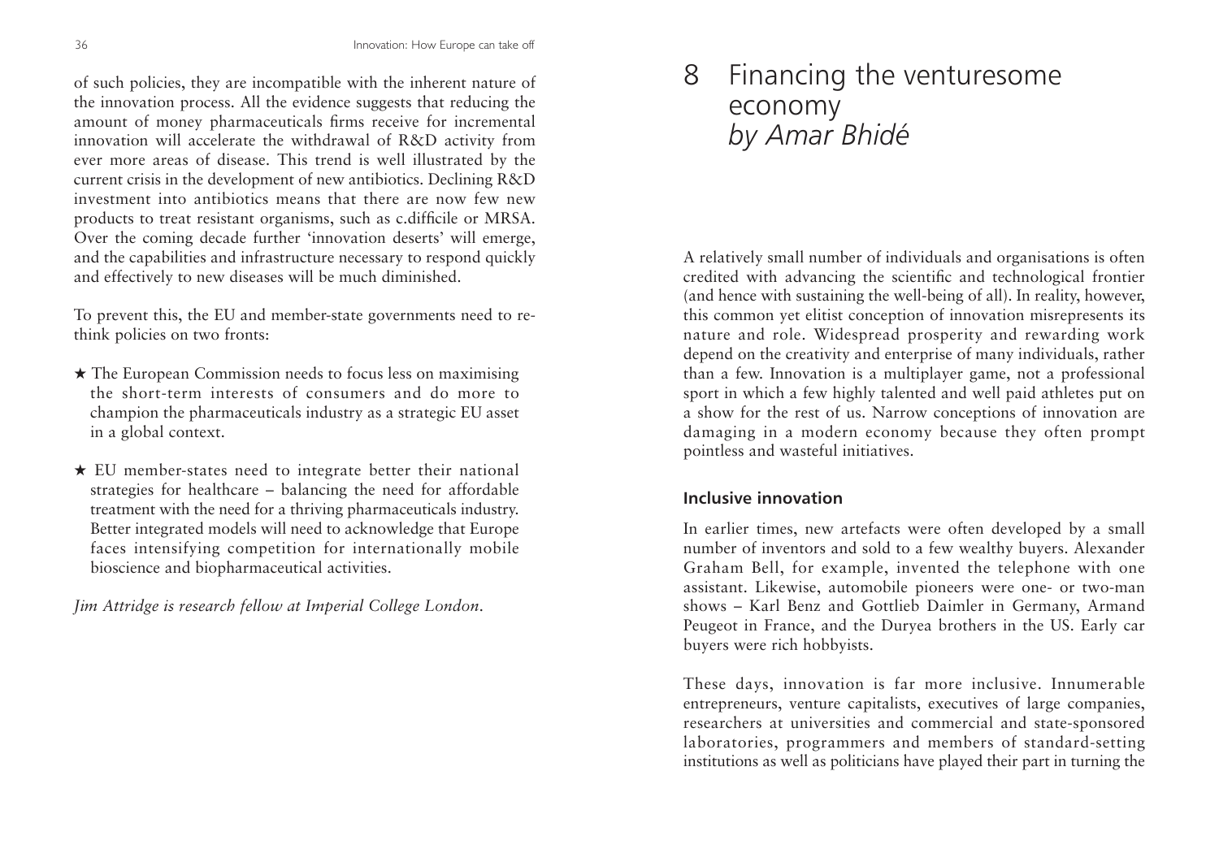of such policies, they are incompatible with the inherent nature of the innovation process. All the evidence suggests that reducing the amount of money pharmaceuticals firms receive for incremental innovation will accelerate the withdrawal of R&D activity from ever more areas of disease. This trend is well illustrated by the current crisis in the development of new antibiotics. Declining R&D investment into antibiotics means that there are now few new products to treat resistant organisms, such as c.difficile or MRSA. Over the coming decade further 'innovation deserts' will emerge, and the capabilities and infrastructure necessary to respond quickly and effectively to new diseases will be much diminished.

To prevent this, the EU and member-state governments need to re-think policies on two fronts:

★ The European Commission needs to focus less on maximising the short-term interests of consumers and do more to champion the pharmaceuticals industry as a strategic EU asset in a global context.

★ EU member-states need to integrate better their national strategies for healthcare – balancing the need for affordable treatment with the need for a thriving pharmaceuticals industry. Better integrated models will need to acknowledge that Europe faces intensifying competition for internationally mobile bioscience and biopharmaceutical activities.

*Jim Attridge is research fellow at Imperial College London.*

# 8 Financing the venturesome economy *by Amar Bhidé*

A relatively small number of individuals and organisations is often credited with advancing the scientific and technological frontier (and hence with sustaining the well-being of all). In reality, however, this common yet elitist conception of innovation misrepresents its nature and role. Widespread prosperity and rewarding work depend on the creativity and enterprise of many individuals, rather than a few. Innovation is a multiplayer game, not a professional sport in which a few highly talented and well paid athletes put on a show for the rest of us. Narrow conceptions of innovation are damaging in a modern economy because they often prompt pointless and wasteful initiatives.

## Inclusive innovation

In earlier times, new artefacts were often developed by a small number of inventors and sold to a few wealthy buyers. Alexander Graham Bell, for example, invented the telephone with one assistant. Likewise, automobile pioneers were one- or two-man shows – Karl Benz and Gottlieb Daimler in Germany, Armand Peugeot in France, and the Duryea brothers in the US. Early car buyers were rich hobbyists.

These days, innovation is far more inclusive. Innumerable entrepreneurs, venture capitalists, executives of large companies, researchers at universities and commercial and state-sponsored laboratories, programmers and members of standard-setting institutions as well as politicians have played their part in turning the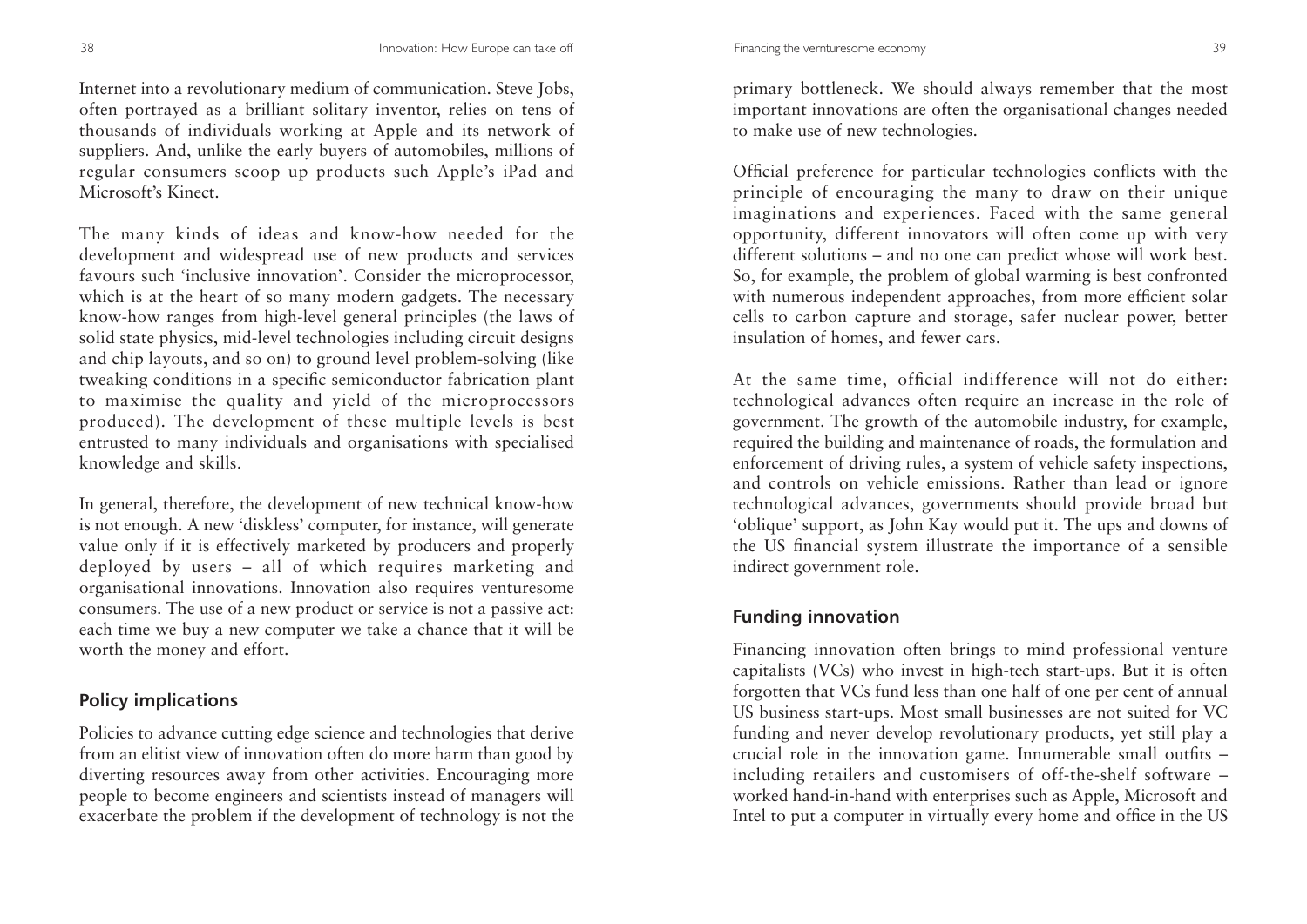Internet into a revolutionary medium of communication. Steve Jobs, often portrayed as a brilliant solitary inventor, relies on tens of thousands of individuals working at Apple and its network of suppliers. And, unlike the early buyers of automobiles, millions of regular consumers scoop up products such Apple's iPad and Microsoft's Kinect.

The many kinds of ideas and know-how needed for the development and widespread use of new products and services favours such 'inclusive innovation'. Consider the microprocessor, which is at the heart of so many modern gadgets. The necessary know-how ranges from high-level general principles (the laws of solid state physics, mid-level technologies including circuit designs and chip layouts, and so on) to ground level problem-solving (like tweaking conditions in a specific semiconductor fabrication plant to maximise the quality and yield of the microprocessors produced). The development of these multiple levels is best entrusted to many individuals and organisations with specialised knowledge and skills.

In general, therefore, the development of new technical know-how is not enough. A new 'diskless' computer, for instance, will generate value only if it is effectively marketed by producers and properly deployed by users – all of which requires marketing and organisational innovations. Innovation also requires venturesome consumers. The use of a new product or service is not a passive act: each time we buy a new computer we take a chance that it will be worth the money and effort.

## Policy implications

Policies to advance cutting edge science and technologies that derive from an elitist view of innovation often do more harm than good by diverting resources away from other activities. Encouraging more people to become engineers and scientists instead of managers will exacerbate the problem if the development of technology is not the primary bottleneck. We should always remember that the most important innovations are often the organisational changes needed to make use of new technologies.

Official preference for particular technologies conflicts with the principle of encouraging the many to draw on their unique imaginations and experiences. Faced with the same general opportunity, different innovators will often come up with very different solutions – and no one can predict whose will work best. So, for example, the problem of global warming is best confronted with numerous independent approaches, from more efficient solar cells to carbon capture and storage, safer nuclear power, better insulation of homes, and fewer cars.

At the same time, official indifference will not do either: technological advances often require an increase in the role of government. The growth of the automobile industry, for example, required the building and maintenance of roads, the formulation and enforcement of driving rules, a system of vehicle safety inspections, and controls on vehicle emissions. Rather than lead or ignore technological advances, governments should provide broad but 'oblique' support, as John Kay would put it. The ups and downs of the US financial system illustrate the importance of a sensible indirect government role.

## Funding innovation

Financing innovation often brings to mind professional venture capitalists (VCs) who invest in high-tech start-ups. But it is often forgotten that VCs fund less than one half of one per cent of annual US business start-ups. Most small businesses are not suited for VC funding and never develop revolutionary products, yet still play a crucial role in the innovation game. Innumerable small outfits – including retailers and customisers of off-the-shelf software – worked hand-in-hand with enterprises such as Apple, Microsoft and Intel to put a computer in virtually every home and office in the US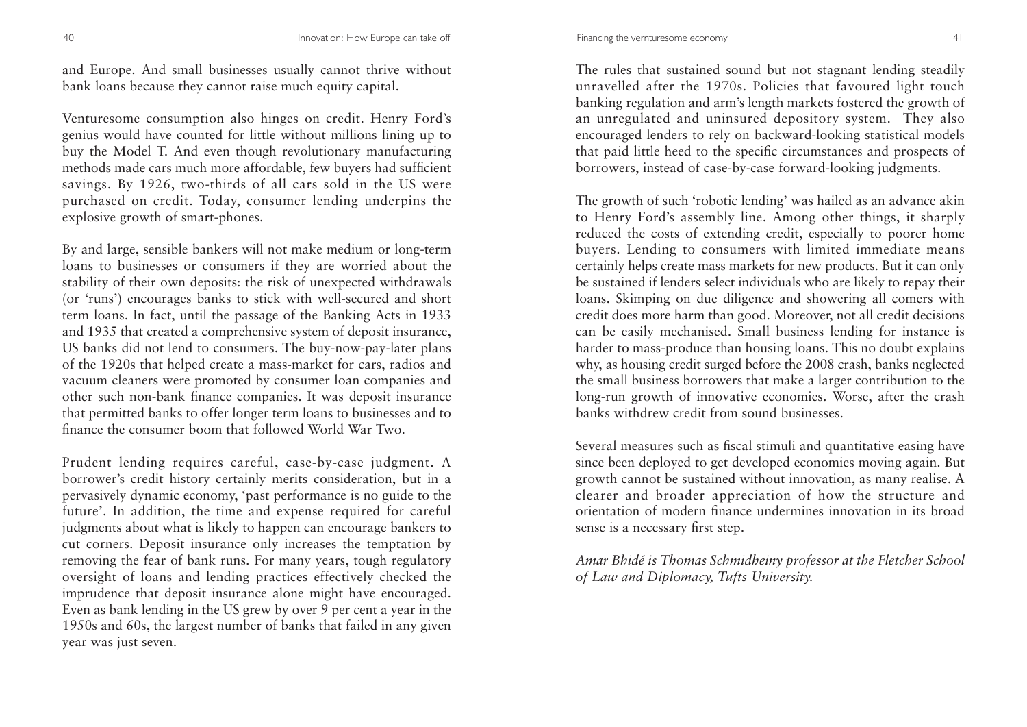and Europe. And small businesses usually cannot thrive without bank loans because they cannot raise much equity capital.

Venturesome consumption also hinges on credit. Henry Ford's genius would have counted for little without millions lining up to buy the Model T. And even though revolutionary manufacturing methods made cars much more affordable, few buyers had sufficient savings. By 1926, two-thirds of all cars sold in the US were purchased on credit. Today, consumer lending underpins the explosive growth of smart-phones.

By and large, sensible bankers will not make medium or long-term loans to businesses or consumers if they are worried about the stability of their own deposits: the risk of unexpected withdrawals (or 'runs') encourages banks to stick with well-secured and short term loans. In fact, until the passage of the Banking Acts in 1933 and 1935 that created a comprehensive system of deposit insurance, US banks did not lend to consumers. The buy-now-pay-later plans of the 1920s that helped create a mass-market for cars, radios and vacuum cleaners were promoted by consumer loan companies and other such non-bank finance companies. It was deposit insurance that permitted banks to offer longer term loans to businesses and to finance the consumer boom that followed World War Two.

Prudent lending requires careful, case-by-case judgment. A borrower's credit history certainly merits consideration, but in a pervasively dynamic economy, 'past performance is no guide to the future'. In addition, the time and expense required for careful judgments about what is likely to happen can encourage bankers to cut corners. Deposit insurance only increases the temptation by removing the fear of bank runs. For many years, tough regulatory oversight of loans and lending practices effectively checked the imprudence that deposit insurance alone might have encouraged. Even as bank lending in the US grew by over 9 per cent a year in the 1950s and 60s, the largest number of banks that failed in any given year was just seven.

The rules that sustained sound but not stagnant lending steadily unravelled after the 1970s. Policies that favoured light touch banking regulation and arm's length markets fostered the growth of an unregulated and uninsured depository system. They also encouraged lenders to rely on backward-looking statistical models that paid little heed to the specific circumstances and prospects of borrowers, instead of case-by-case forward-looking judgments.

The growth of such 'robotic lending' was hailed as an advance akin to Henry Ford's assembly line. Among other things, it sharply reduced the costs of extending credit, especially to poorer home buyers. Lending to consumers with limited immediate means certainly helps create mass markets for new products. But it can only be sustained if lenders select individuals who are likely to repay their loans. Skimping on due diligence and showering all comers with credit does more harm than good. Moreover, not all credit decisions can be easily mechanised. Small business lending for instance is harder to mass-produce than housing loans. This no doubt explains why, as housing credit surged before the 2008 crash, banks neglected the small business borrowers that make a larger contribution to the long-run growth of innovative economies. Worse, after the crash banks withdrew credit from sound businesses.

Several measures such as fiscal stimuli and quantitative easing have since been deployed to get developed economies moving again. But growth cannot be sustained without innovation, as many realise. A clearer and broader appreciation of how the structure and orientation of modern finance undermines innovation in its broad sense is a necessary first step.

*Amar Bhidé is Thomas Schmidheiny professor at the Fletcher School of Law and Diplomacy, Tufts University.*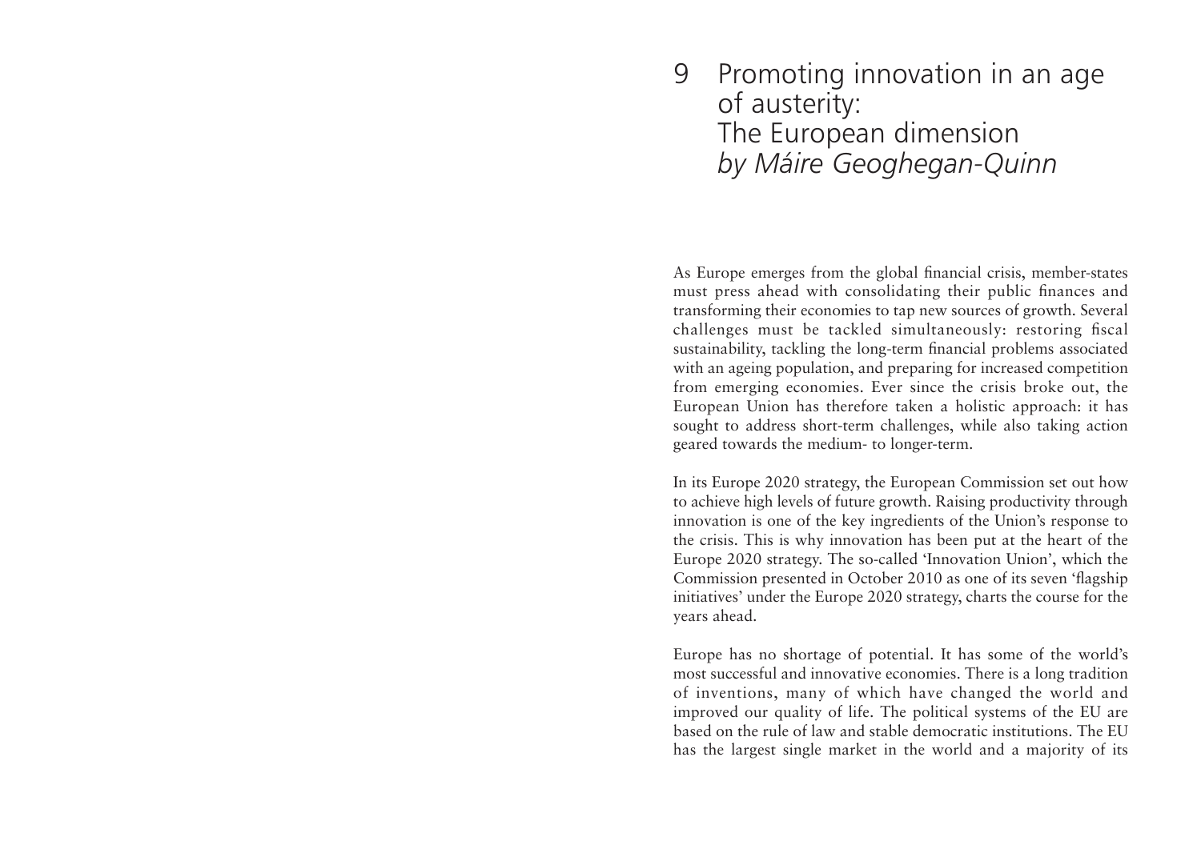# 9 Promoting innovation in an age of austerity: The European dimension *by Máire Geoghegan-Quinn*

As Europe emerges from the global financial crisis, member-states must press ahead with consolidating their public finances and transforming their economies to tap new sources of growth. Several challenges must be tackled simultaneously: restoring fiscal sustainability, tackling the long-term financial problems associated with an ageing population, and preparing for increased competition from emerging economies. Ever since the crisis broke out, the European Union has therefore taken a holistic approach: it has sought to address short-term challenges, while also taking action geared towards the medium- to longer-term.

In its Europe 2020 strategy, the European Commission set out how to achieve high levels of future growth. Raising productivity through innovation is one of the key ingredients of the Union's response to the crisis. This is why innovation has been put at the heart of the Europe 2020 strategy. The so-called 'Innovation Union', which the Commission presented in October 2010 as one of its seven 'flagship initiatives' under the Europe 2020 strategy, charts the course for the years ahead.

Europe has no shortage of potential. It has some of the world's most successful and innovative economies. There is a long tradition of inventions, many of which have changed the world and improved our quality of life. The political systems of the EU are based on the rule of law and stable democratic institutions. The EU has the largest single market in the world and a majority of its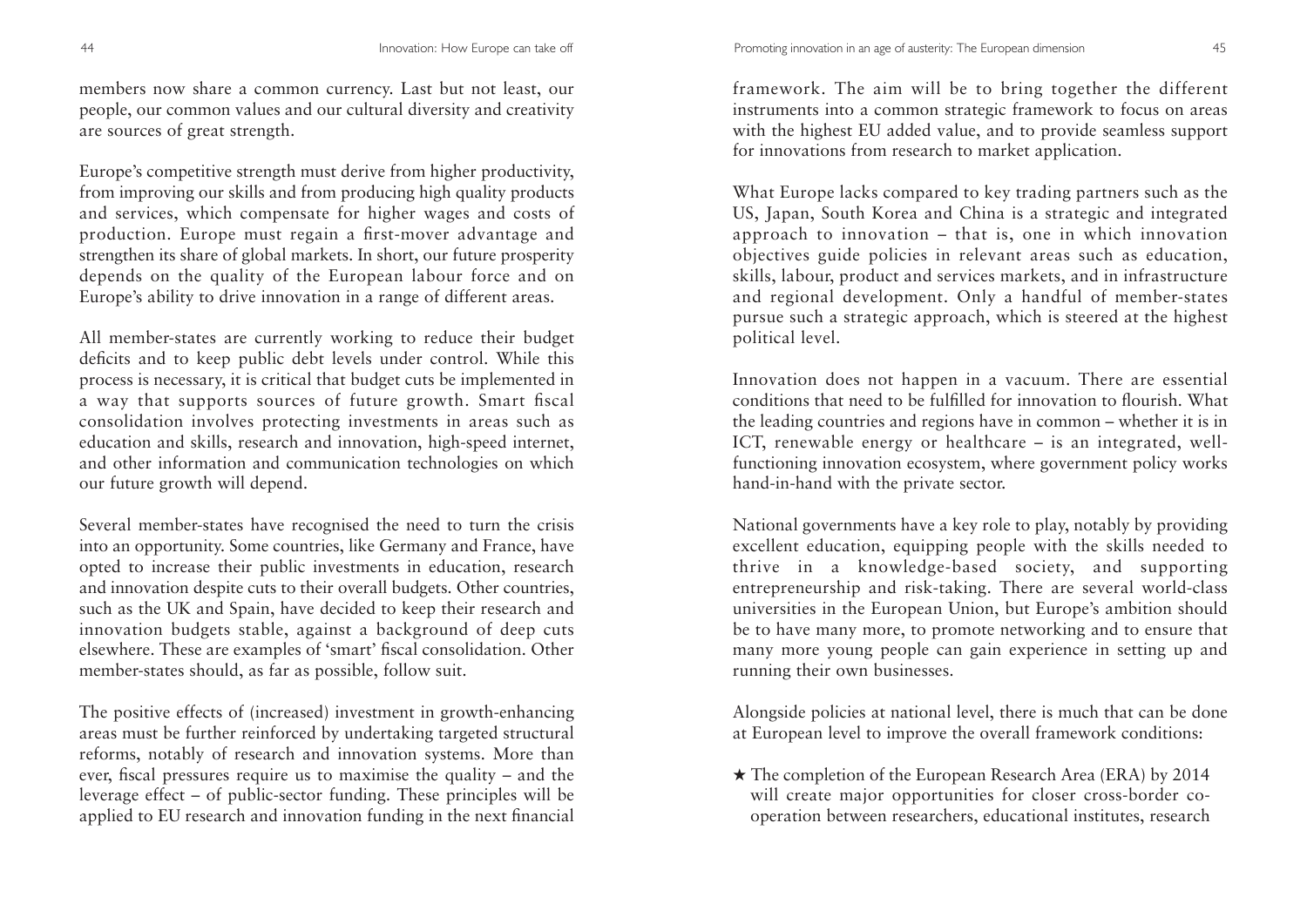members now share a common currency. Last but not least, our people, our common values and our cultural diversity and creativity are sources of great strength.

Europe's competitive strength must derive from higher productivity, from improving our skills and from producing high quality products and services, which compensate for higher wages and costs of production. Europe must regain a first-mover advantage and strengthen its share of global markets. In short, our future prosperity depends on the quality of the European labour force and on Europe's ability to drive innovation in a range of different areas.

All member-states are currently working to reduce their budget deficits and to keep public debt levels under control. While this process is necessary, it is critical that budget cuts be implemented in a way that supports sources of future growth. Smart fiscal consolidation involves protecting investments in areas such as education and skills, research and innovation, high-speed internet, and other information and communication technologies on which our future growth will depend.

Several member-states have recognised the need to turn the crisis into an opportunity. Some countries, like Germany and France, have opted to increase their public investments in education, research and innovation despite cuts to their overall budgets. Other countries, such as the UK and Spain, have decided to keep their research and innovation budgets stable, against a background of deep cuts elsewhere. These are examples of 'smart' fiscal consolidation. Other member-states should, as far as possible, follow suit.

The positive effects of (increased) investment in growth-enhancing areas must be further reinforced by undertaking targeted structural reforms, notably of research and innovation systems. More than ever, fiscal pressures require us to maximise the quality – and the leverage effect – of public-sector funding. These principles will be applied to EU research and innovation funding in the next financial framework. The aim will be to bring together the different instruments into a common strategic framework to focus on areas with the highest EU added value, and to provide seamless support for innovations from research to market application.

What Europe lacks compared to key trading partners such as the US, Japan, South Korea and China is a strategic and integrated approach to innovation – that is, one in which innovation objectives guide policies in relevant areas such as education, skills, labour, product and services markets, and in infrastructure and regional development. Only a handful of member-states pursue such a strategic approach, which is steered at the highest political level.

Innovation does not happen in a vacuum. There are essential conditions that need to be fulfilled for innovation to flourish. What the leading countries and regions have in common – whether it is in ICT, renewable energy or healthcare – is an integrated, well-functioning innovation ecosystem, where government policy works hand-in-hand with the private sector.

National governments have a key role to play, notably by providing excellent education, equipping people with the skills needed to thrive in a knowledge-based society, and supporting entrepreneurship and risk-taking. There are several world-class universities in the European Union, but Europe's ambition should be to have many more, to promote networking and to ensure that many more young people can gain experience in setting up and running their own businesses.

Alongside policies at national level, there is much that can be done at European level to improve the overall framework conditions:

★ The completion of the European Research Area (ERA) by 2014 will create major opportunities for closer cross-border co-operation between researchers, educational institutes, research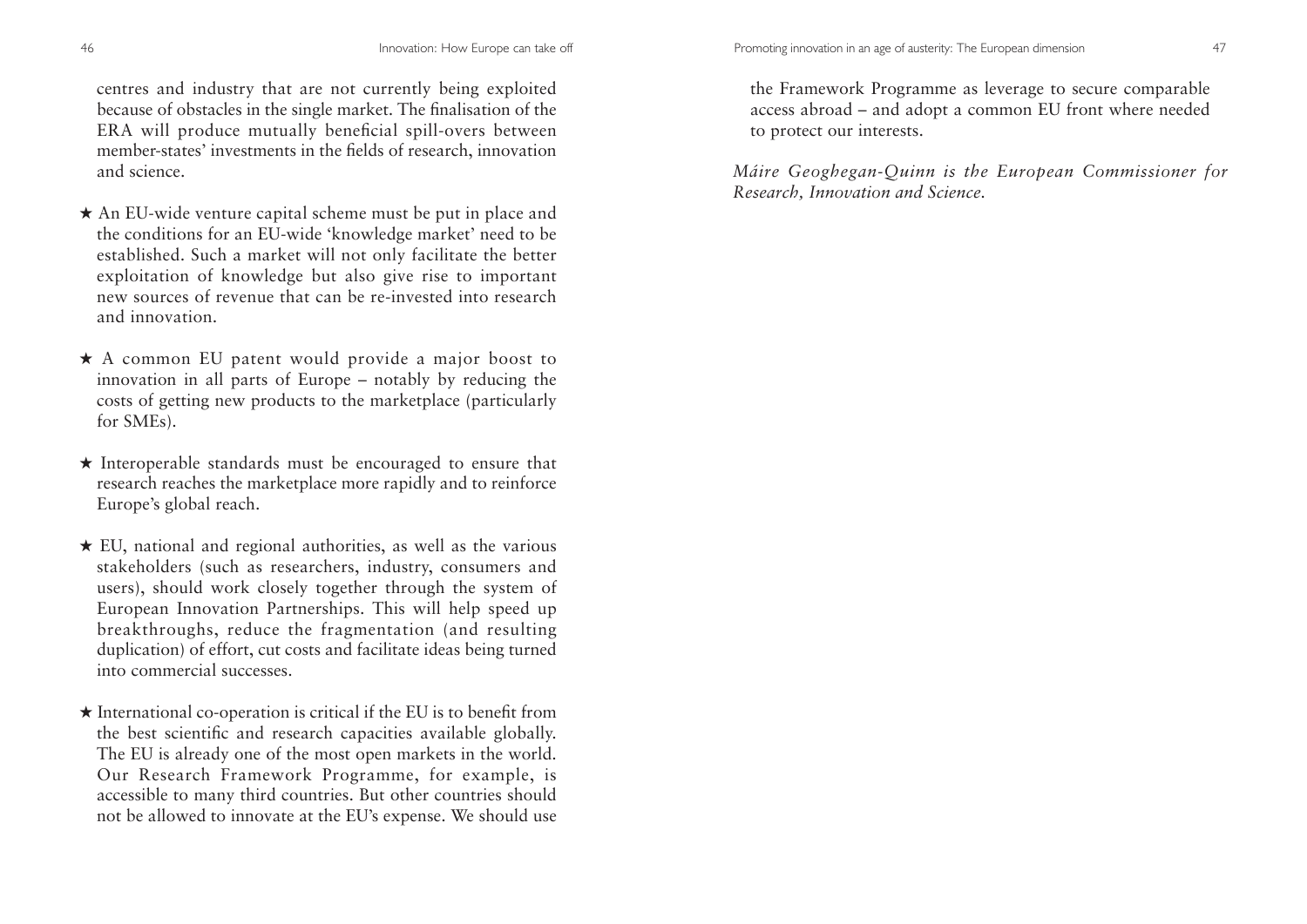centres and industry that are not currently being exploited because of obstacles in the single market. The finalisation of the ERA will produce mutually beneficial spill-overs between member-states' investments in the fields of research, innovation and science.

★ An EU-wide venture capital scheme must be put in place and the conditions for an EU-wide 'knowledge market' need to be established. Such a market will not only facilitate the better exploitation of knowledge but also give rise to important new sources of revenue that can be re-invested into research and innovation.

★ A common EU patent would provide a major boost to innovation in all parts of Europe – notably by reducing the costs of getting new products to the marketplace (particularly for SMEs).

★ Interoperable standards must be encouraged to ensure that research reaches the marketplace more rapidly and to reinforce Europe's global reach.

★ EU, national and regional authorities, as well as the various stakeholders (such as researchers, industry, consumers and users), should work closely together through the system of European Innovation Partnerships. This will help speed up breakthroughs, reduce the fragmentation (and resulting duplication) of effort, cut costs and facilitate ideas being turned into commercial successes.

★ International co-operation is critical if the EU is to benefit from the best scientific and research capacities available globally. The EU is already one of the most open markets in the world. Our Research Framework Programme, for example, is accessible to many third countries. But other countries should not be allowed to innovate at the EU's expense. We should use the Framework Programme as leverage to secure comparable access abroad – and adopt a common EU front where needed to protect our interests.

*Máire Geoghegan-Quinn is the European Commissioner for Research, Innovation and Science.*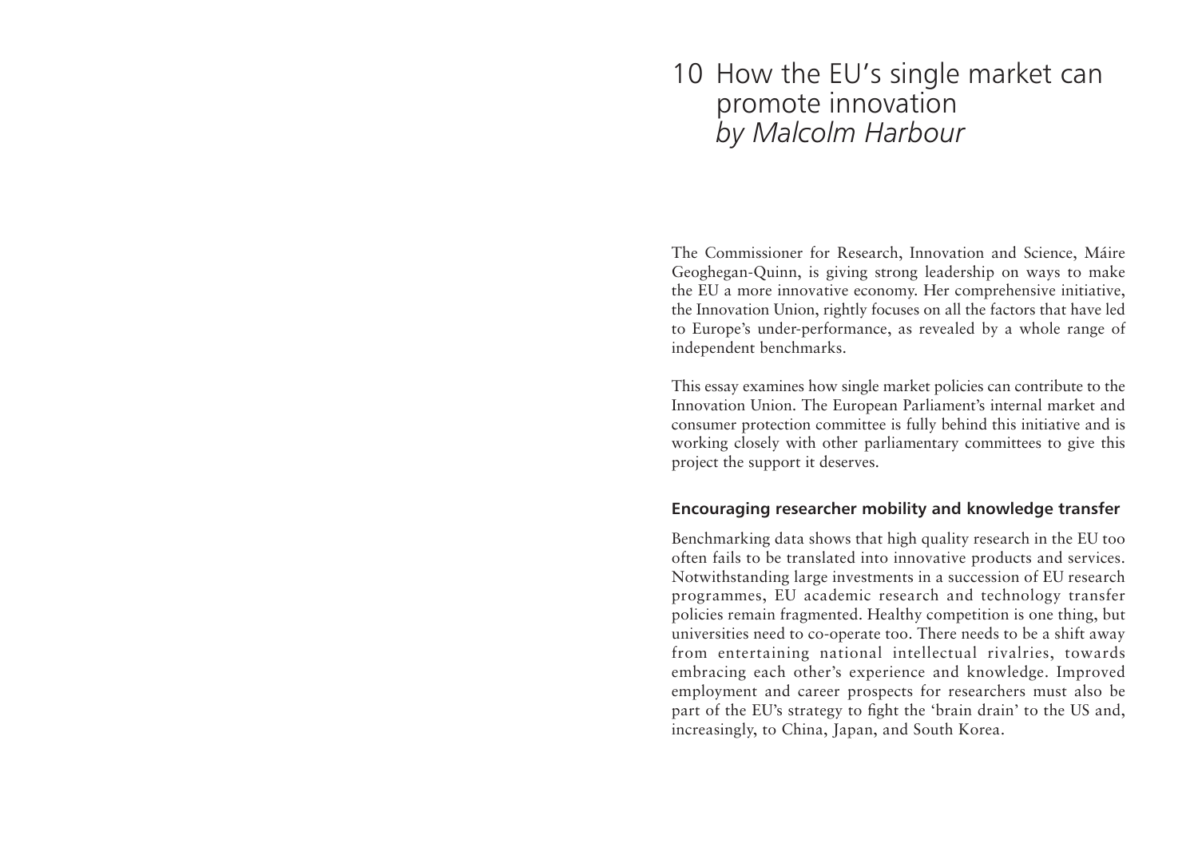# 10 How the EU's single market can promote innovation
*by Malcolm Harbour*

The Commissioner for Research, Innovation and Science, Máire Geoghegan-Quinn, is giving strong leadership on ways to make the EU a more innovative economy. Her comprehensive initiative, the Innovation Union, rightly focuses on all the factors that have led to Europe's under-performance, as revealed by a whole range of independent benchmarks.

This essay examines how single market policies can contribute to the Innovation Union. The European Parliament's internal market and consumer protection committee is fully behind this initiative and is working closely with other parliamentary committees to give this project the support it deserves.

## Encouraging researcher mobility and knowledge transfer

Benchmarking data shows that high quality research in the EU too often fails to be translated into innovative products and services. Notwithstanding large investments in a succession of EU research programmes, EU academic research and technology transfer policies remain fragmented. Healthy competition is one thing, but universities need to co-operate too. There needs to be a shift away from entertaining national intellectual rivalries, towards embracing each other's experience and knowledge. Improved employment and career prospects for researchers must also be part of the EU's strategy to fight the 'brain drain' to the US and, increasingly, to China, Japan, and South Korea.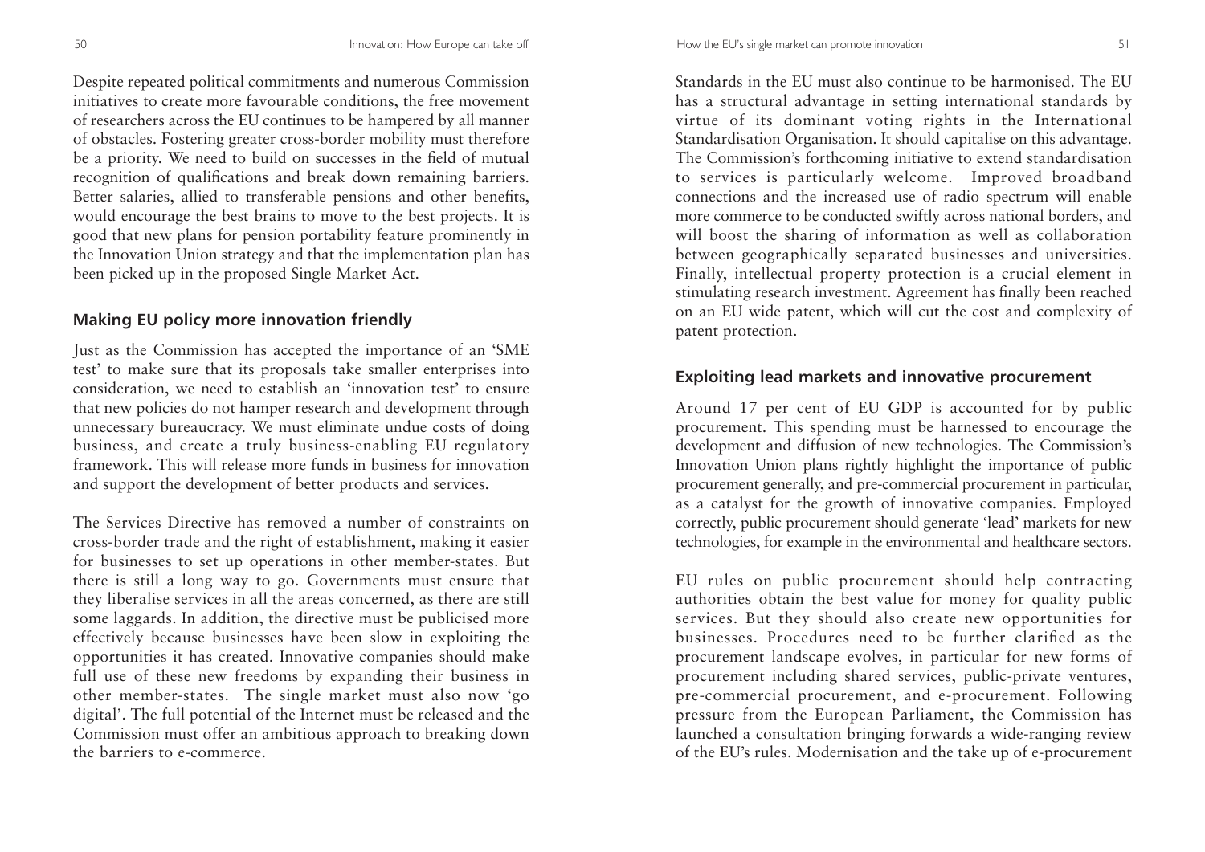Despite repeated political commitments and numerous Commission initiatives to create more favourable conditions, the free movement of researchers across the EU continues to be hampered by all manner of obstacles. Fostering greater cross-border mobility must therefore be a priority. We need to build on successes in the field of mutual recognition of qualifications and break down remaining barriers. Better salaries, allied to transferable pensions and other benefits, would encourage the best brains to move to the best projects. It is good that new plans for pension portability feature prominently in the Innovation Union strategy and that the implementation plan has been picked up in the proposed Single Market Act.

## Making EU policy more innovation friendly

Just as the Commission has accepted the importance of an 'SME test' to make sure that its proposals take smaller enterprises into consideration, we need to establish an 'innovation test' to ensure that new policies do not hamper research and development through unnecessary bureaucracy. We must eliminate undue costs of doing business, and create a truly business-enabling EU regulatory framework. This will release more funds in business for innovation and support the development of better products and services.

The Services Directive has removed a number of constraints on cross-border trade and the right of establishment, making it easier for businesses to set up operations in other member-states. But there is still a long way to go. Governments must ensure that they liberalise services in all the areas concerned, as there are still some laggards. In addition, the directive must be publicised more effectively because businesses have been slow in exploiting the opportunities it has created. Innovative companies should make full use of these new freedoms by expanding their business in other member-states. The single market must also now 'go digital'. The full potential of the Internet must be released and the Commission must offer an ambitious approach to breaking down the barriers to e-commerce.

Standards in the EU must also continue to be harmonised. The EU has a structural advantage in setting international standards by virtue of its dominant voting rights in the International Standardisation Organisation. It should capitalise on this advantage. The Commission's forthcoming initiative to extend standardisation to services is particularly welcome. Improved broadband connections and the increased use of radio spectrum will enable more commerce to be conducted swiftly across national borders, and will boost the sharing of information as well as collaboration between geographically separated businesses and universities. Finally, intellectual property protection is a crucial element in stimulating research investment. Agreement has finally been reached on an EU wide patent, which will cut the cost and complexity of patent protection.

## Exploiting lead markets and innovative procurement

Around 17 per cent of EU GDP is accounted for by public procurement. This spending must be harnessed to encourage the development and diffusion of new technologies. The Commission's Innovation Union plans rightly highlight the importance of public procurement generally, and pre-commercial procurement in particular, as a catalyst for the growth of innovative companies. Employed correctly, public procurement should generate 'lead' markets for new technologies, for example in the environmental and healthcare sectors.

EU rules on public procurement should help contracting authorities obtain the best value for money for quality public services. But they should also create new opportunities for businesses. Procedures need to be further clarified as the procurement landscape evolves, in particular for new forms of procurement including shared services, public-private ventures, pre-commercial procurement, and e-procurement. Following pressure from the European Parliament, the Commission has launched a consultation bringing forwards a wide-ranging review of the EU's rules. Modernisation and the take up of e-procurement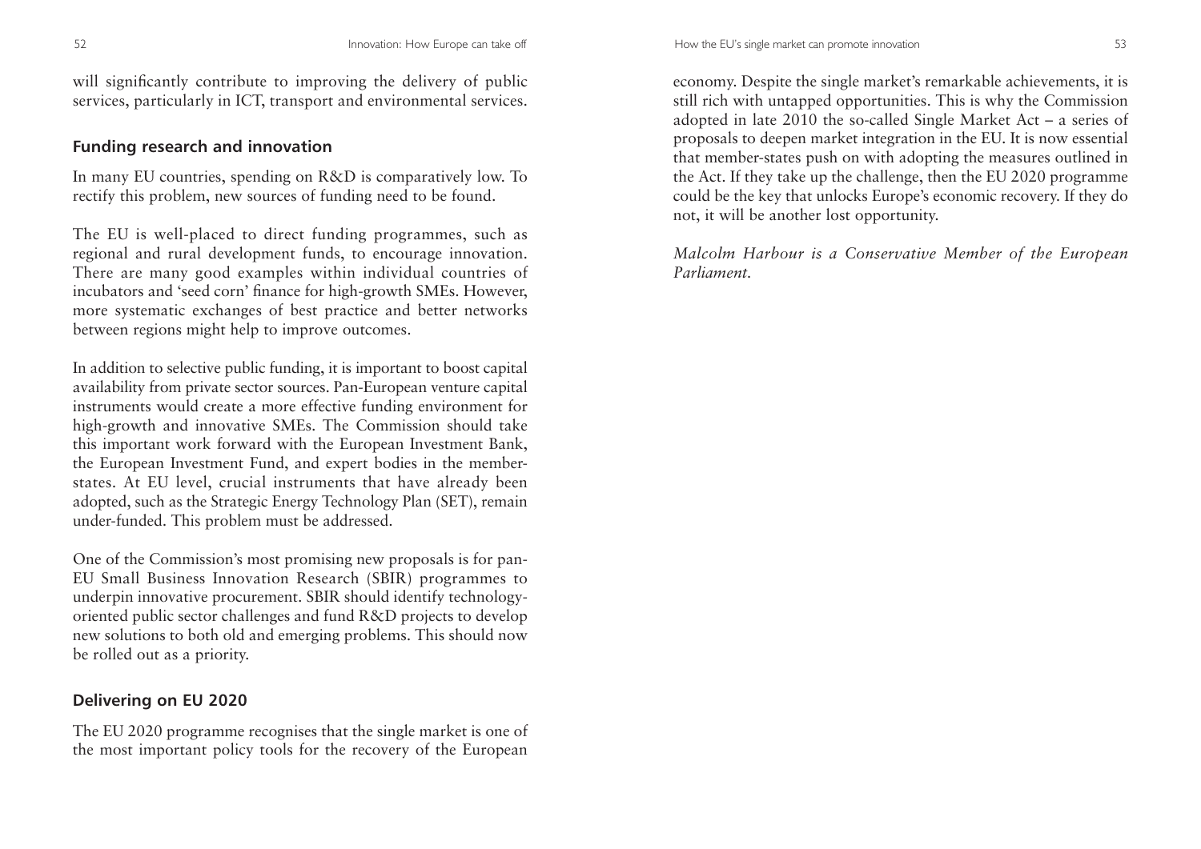will significantly contribute to improving the delivery of public services, particularly in ICT, transport and environmental services.

## Funding research and innovation

In many EU countries, spending on R&D is comparatively low. To rectify this problem, new sources of funding need to be found.

The EU is well-placed to direct funding programmes, such as regional and rural development funds, to encourage innovation. There are many good examples within individual countries of incubators and 'seed corn' finance for high-growth SMEs. However, more systematic exchanges of best practice and better networks between regions might help to improve outcomes.

In addition to selective public funding, it is important to boost capital availability from private sector sources. Pan-European venture capital instruments would create a more effective funding environment for high-growth and innovative SMEs. The Commission should take this important work forward with the European Investment Bank, the European Investment Fund, and expert bodies in the member-states. At EU level, crucial instruments that have already been adopted, such as the Strategic Energy Technology Plan (SET), remain under-funded. This problem must be addressed.

One of the Commission's most promising new proposals is for pan-EU Small Business Innovation Research (SBIR) programmes to underpin innovative procurement. SBIR should identify technology-oriented public sector challenges and fund R&D projects to develop new solutions to both old and emerging problems. This should now be rolled out as a priority.

## Delivering on EU 2020

The EU 2020 programme recognises that the single market is one of the most important policy tools for the recovery of the European economy. Despite the single market's remarkable achievements, it is still rich with untapped opportunities. This is why the Commission adopted in late 2010 the so-called Single Market Act – a series of proposals to deepen market integration in the EU. It is now essential that member-states push on with adopting the measures outlined in the Act. If they take up the challenge, then the EU 2020 programme could be the key that unlocks Europe's economic recovery. If they do not, it will be another lost opportunity.

*Malcolm Harbour is a Conservative Member of the European Parliament.*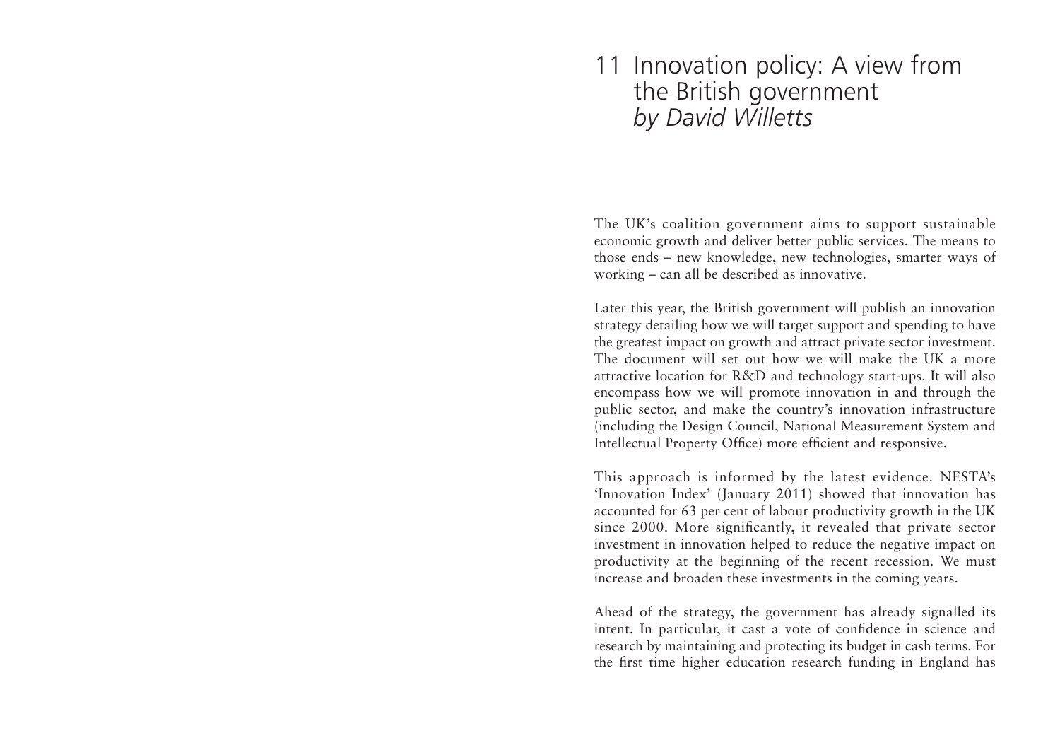# 11 Innovation policy: A view from the British government
*by David Willetts*

The UK's coalition government aims to support sustainable economic growth and deliver better public services. The means to those ends – new knowledge, new technologies, smarter ways of working – can all be described as innovative.

Later this year, the British government will publish an innovation strategy detailing how we will target support and spending to have the greatest impact on growth and attract private sector investment. The document will set out how we will make the UK a more attractive location for R&D and technology start-ups. It will also encompass how we will promote innovation in and through the public sector, and make the country's innovation infrastructure (including the Design Council, National Measurement System and Intellectual Property Office) more efficient and responsive.

This approach is informed by the latest evidence. NESTA's 'Innovation Index' (January 2011) showed that innovation has accounted for 63 per cent of labour productivity growth in the UK since 2000. More significantly, it revealed that private sector investment in innovation helped to reduce the negative impact on productivity at the beginning of the recent recession. We must increase and broaden these investments in the coming years.

Ahead of the strategy, the government has already signalled its intent. In particular, it cast a vote of confidence in science and research by maintaining and protecting its budget in cash terms. For the first time higher education research funding in England has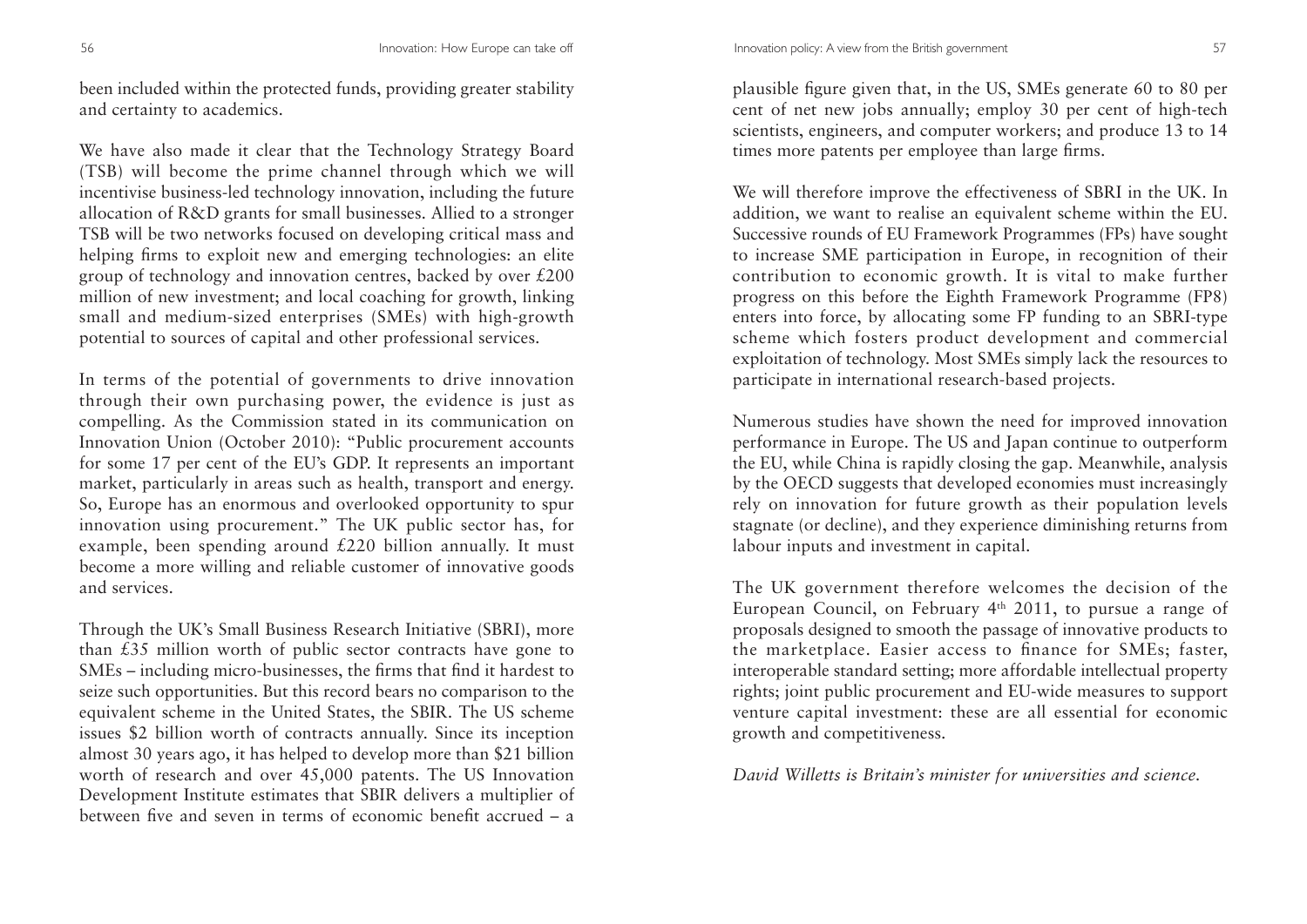been included within the protected funds, providing greater stability and certainty to academics.

We have also made it clear that the Technology Strategy Board (TSB) will become the prime channel through which we will incentivise business-led technology innovation, including the future allocation of R&D grants for small businesses. Allied to a stronger TSB will be two networks focused on developing critical mass and helping firms to exploit new and emerging technologies: an elite group of technology and innovation centres, backed by over £200 million of new investment; and local coaching for growth, linking small and medium-sized enterprises (SMEs) with high-growth potential to sources of capital and other professional services.

In terms of the potential of governments to drive innovation through their own purchasing power, the evidence is just as compelling. As the Commission stated in its communication on Innovation Union (October 2010): "Public procurement accounts for some 17 per cent of the EU's GDP. It represents an important market, particularly in areas such as health, transport and energy. So, Europe has an enormous and overlooked opportunity to spur innovation using procurement." The UK public sector has, for example, been spending around £220 billion annually. It must become a more willing and reliable customer of innovative goods and services.

Through the UK's Small Business Research Initiative (SBRI), more than £35 million worth of public sector contracts have gone to SMEs – including micro-businesses, the firms that find it hardest to seize such opportunities. But this record bears no comparison to the equivalent scheme in the United States, the SBIR. The US scheme issues $2 billion worth of contracts annually. Since its inception almost 30 years ago, it has helped to develop more than $21 billion worth of research and over 45,000 patents. The US Innovation Development Institute estimates that SBIR delivers a multiplier of between five and seven in terms of economic benefit accrued – a plausible figure given that, in the US, SMEs generate 60 to 80 per cent of net new jobs annually; employ 30 per cent of high-tech scientists, engineers, and computer workers; and produce 13 to 14 times more patents per employee than large firms.

We will therefore improve the effectiveness of SBRI in the UK. In addition, we want to realise an equivalent scheme within the EU. Successive rounds of EU Framework Programmes (FPs) have sought to increase SME participation in Europe, in recognition of their contribution to economic growth. It is vital to make further progress on this before the Eighth Framework Programme (FP8) enters into force, by allocating some FP funding to an SBRI-type scheme which fosters product development and commercial exploitation of technology. Most SMEs simply lack the resources to participate in international research-based projects.

Numerous studies have shown the need for improved innovation performance in Europe. The US and Japan continue to outperform the EU, while China is rapidly closing the gap. Meanwhile, analysis by the OECD suggests that developed economies must increasingly rely on innovation for future growth as their population levels stagnate (or decline), and they experience diminishing returns from labour inputs and investment in capital.

The UK government therefore welcomes the decision of the European Council, on February 4th 2011, to pursue a range of proposals designed to smooth the passage of innovative products to the marketplace. Easier access to finance for SMEs; faster, interoperable standard setting; more affordable intellectual property rights; joint public procurement and EU-wide measures to support venture capital investment: these are all essential for economic growth and competitiveness.

*David Willetts is Britain's minister for universities and science.*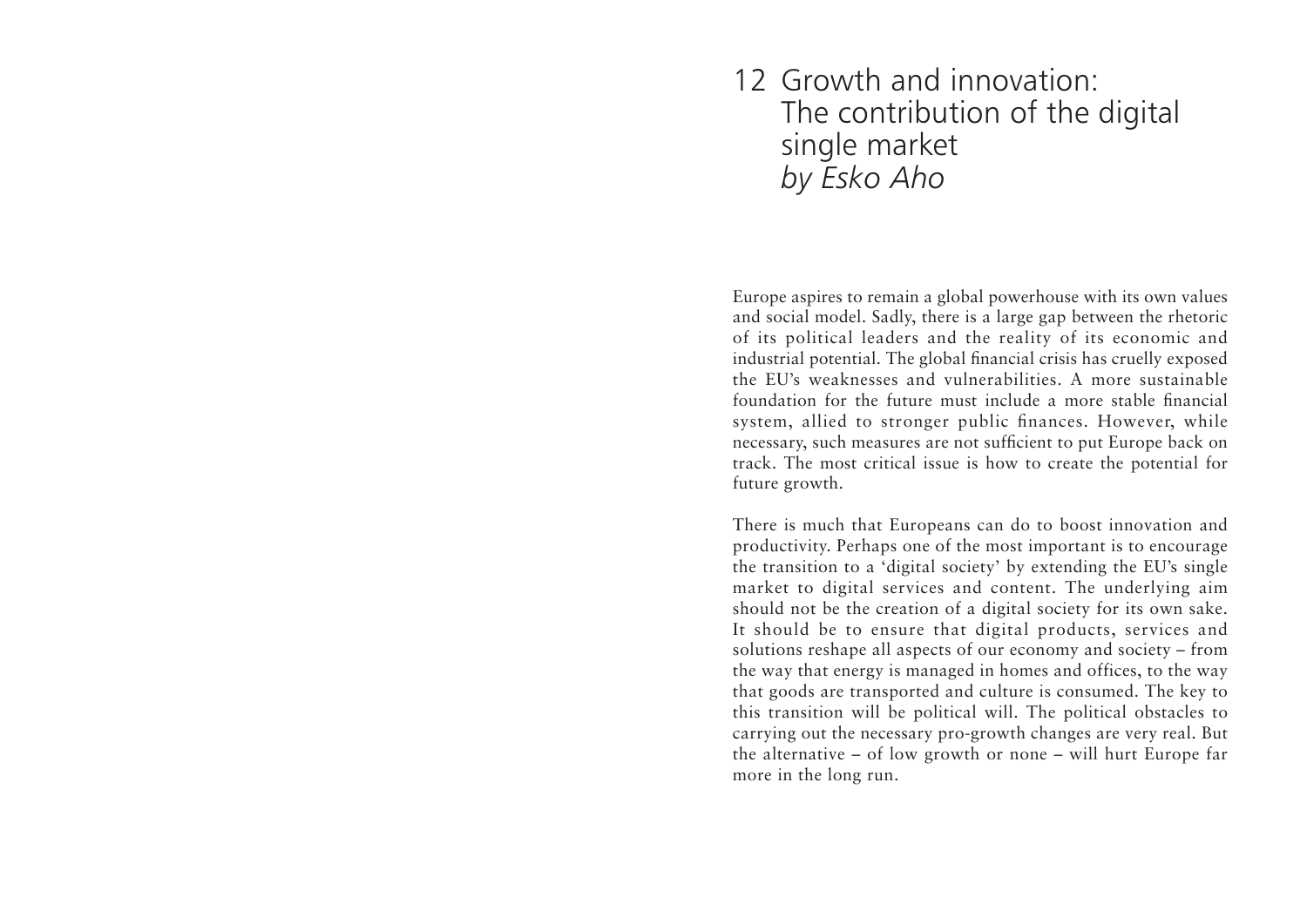# 12 Growth and innovation: The contribution of the digital single market
*by Esko Aho*

Europe aspires to remain a global powerhouse with its own values and social model. Sadly, there is a large gap between the rhetoric of its political leaders and the reality of its economic and industrial potential. The global financial crisis has cruelly exposed the EU's weaknesses and vulnerabilities. A more sustainable foundation for the future must include a more stable financial system, allied to stronger public finances. However, while necessary, such measures are not sufficient to put Europe back on track. The most critical issue is how to create the potential for future growth.

There is much that Europeans can do to boost innovation and productivity. Perhaps one of the most important is to encourage the transition to a 'digital society' by extending the EU's single market to digital services and content. The underlying aim should not be the creation of a digital society for its own sake. It should be to ensure that digital products, services and solutions reshape all aspects of our economy and society – from the way that energy is managed in homes and offices, to the way that goods are transported and culture is consumed. The key to this transition will be political will. The political obstacles to carrying out the necessary pro-growth changes are very real. But the alternative – of low growth or none – will hurt Europe far more in the long run.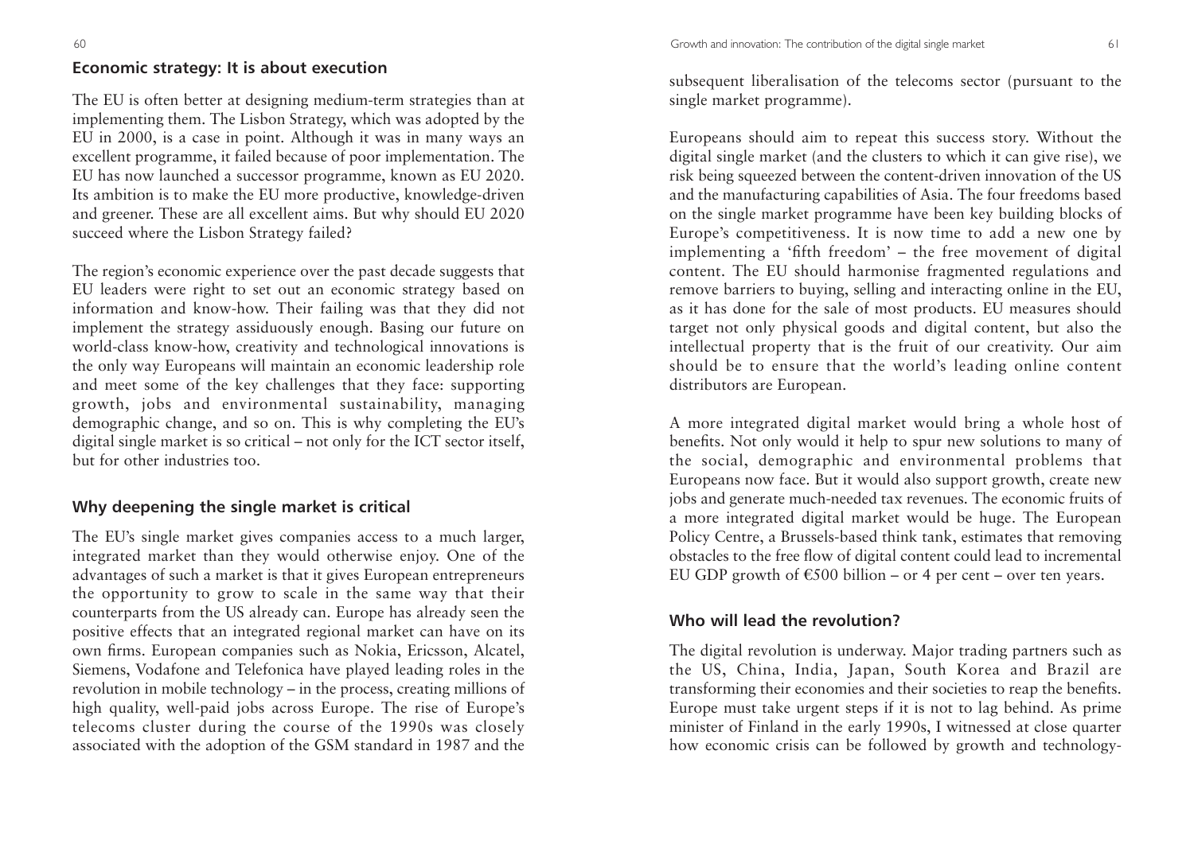## Economic strategy: It is about execution

The EU is often better at designing medium-term strategies than at implementing them. The Lisbon Strategy, which was adopted by the EU in 2000, is a case in point. Although it was in many ways an excellent programme, it failed because of poor implementation. The EU has now launched a successor programme, known as EU 2020. Its ambition is to make the EU more productive, knowledge-driven and greener. These are all excellent aims. But why should EU 2020 succeed where the Lisbon Strategy failed?

The region's economic experience over the past decade suggests that EU leaders were right to set out an economic strategy based on information and know-how. Their failing was that they did not implement the strategy assiduously enough. Basing our future on world-class know-how, creativity and technological innovations is the only way Europeans will maintain an economic leadership role and meet some of the key challenges that they face: supporting growth, jobs and environmental sustainability, managing demographic change, and so on. This is why completing the EU's digital single market is so critical – not only for the ICT sector itself, but for other industries too.

## Why deepening the single market is critical

The EU's single market gives companies access to a much larger, integrated market than they would otherwise enjoy. One of the advantages of such a market is that it gives European entrepreneurs the opportunity to grow to scale in the same way that their counterparts from the US already can. Europe has already seen the positive effects that an integrated regional market can have on its own firms. European companies such as Nokia, Ericsson, Alcatel, Siemens, Vodafone and Telefonica have played leading roles in the revolution in mobile technology – in the process, creating millions of high quality, well-paid jobs across Europe. The rise of Europe's telecoms cluster during the course of the 1990s was closely associated with the adoption of the GSM standard in 1987 and the subsequent liberalisation of the telecoms sector (pursuant to the single market programme).

Europeans should aim to repeat this success story. Without the digital single market (and the clusters to which it can give rise), we risk being squeezed between the content-driven innovation of the US and the manufacturing capabilities of Asia. The four freedoms based on the single market programme have been key building blocks of Europe's competitiveness. It is now time to add a new one by implementing a 'fifth freedom' – the free movement of digital content. The EU should harmonise fragmented regulations and remove barriers to buying, selling and interacting online in the EU, as it has done for the sale of most products. EU measures should target not only physical goods and digital content, but also the intellectual property that is the fruit of our creativity. Our aim should be to ensure that the world's leading online content distributors are European.

A more integrated digital market would bring a whole host of benefits. Not only would it help to spur new solutions to many of the social, demographic and environmental problems that Europeans now face. But it would also support growth, create new jobs and generate much-needed tax revenues. The economic fruits of a more integrated digital market would be huge. The European Policy Centre, a Brussels-based think tank, estimates that removing obstacles to the free flow of digital content could lead to incremental EU GDP growth of €500 billion – or 4 per cent – over ten years.

## Who will lead the revolution?

The digital revolution is underway. Major trading partners such as the US, China, India, Japan, South Korea and Brazil are transforming their economies and their societies to reap the benefits. Europe must take urgent steps if it is not to lag behind. As prime minister of Finland in the early 1990s, I witnessed at close quarter how economic crisis can be followed by growth and technology-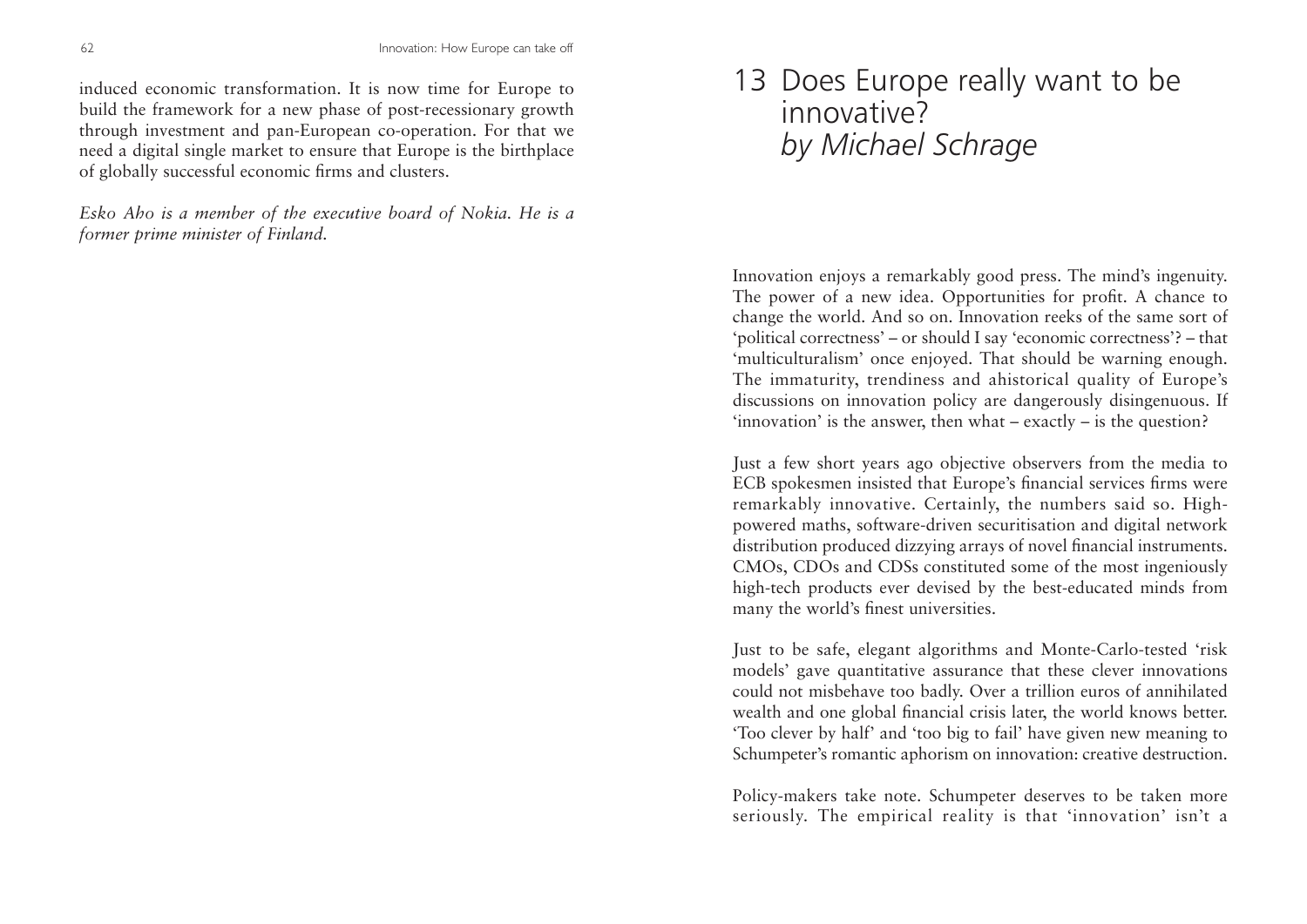induced economic transformation. It is now time for Europe to build the framework for a new phase of post-recessionary growth through investment and pan-European co-operation. For that we need a digital single market to ensure that Europe is the birthplace of globally successful economic firms and clusters.

*Esko Aho is a member of the executive board of Nokia. He is a former prime minister of Finland.*

# 13 Does Europe really want to be innovative? *by Michael Schrage*

Innovation enjoys a remarkably good press. The mind's ingenuity. The power of a new idea. Opportunities for profit. A chance to change the world. And so on. Innovation reeks of the same sort of 'political correctness' – or should I say 'economic correctness'? – that 'multiculturalism' once enjoyed. That should be warning enough. The immaturity, trendiness and ahistorical quality of Europe's discussions on innovation policy are dangerously disingenuous. If 'innovation' is the answer, then what – exactly – is the question?

Just a few short years ago objective observers from the media to ECB spokesmen insisted that Europe's financial services firms were remarkably innovative. Certainly, the numbers said so. High-powered maths, software-driven securitisation and digital network distribution produced dizzying arrays of novel financial instruments. CMOs, CDOs and CDSs constituted some of the most ingeniously high-tech products ever devised by the best-educated minds from many the world's finest universities.

Just to be safe, elegant algorithms and Monte-Carlo-tested 'risk models' gave quantitative assurance that these clever innovations could not misbehave too badly. Over a trillion euros of annihilated wealth and one global financial crisis later, the world knows better. 'Too clever by half' and 'too big to fail' have given new meaning to Schumpeter's romantic aphorism on innovation: creative destruction.

Policy-makers take note. Schumpeter deserves to be taken more seriously. The empirical reality is that 'innovation' isn't a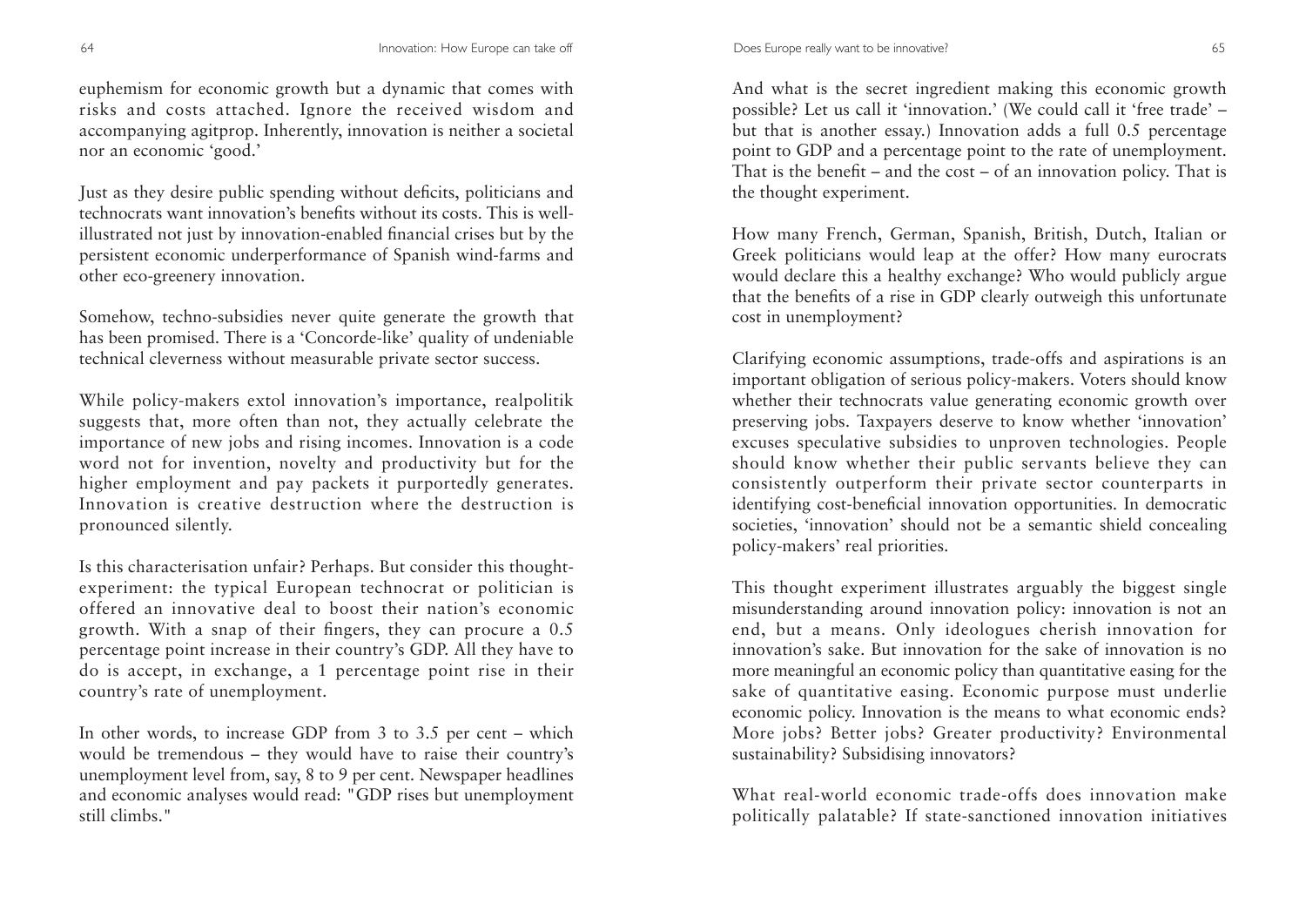euphemism for economic growth but a dynamic that comes with risks and costs attached. Ignore the received wisdom and accompanying agitprop. Inherently, innovation is neither a societal nor an economic 'good.'

Just as they desire public spending without deficits, politicians and technocrats want innovation's benefits without its costs. This is well-illustrated not just by innovation-enabled financial crises but by the persistent economic underperformance of Spanish wind-farms and other eco-greenery innovation.

Somehow, techno-subsidies never quite generate the growth that has been promised. There is a 'Concorde-like' quality of undeniable technical cleverness without measurable private sector success.

While policy-makers extol innovation's importance, realpolitik suggests that, more often than not, they actually celebrate the importance of new jobs and rising incomes. Innovation is a code word not for invention, novelty and productivity but for the higher employment and pay packets it purportedly generates. Innovation is creative destruction where the destruction is pronounced silently.

Is this characterisation unfair? Perhaps. But consider this thought-experiment: the typical European technocrat or politician is offered an innovative deal to boost their nation's economic growth. With a snap of their fingers, they can procure a 0.5 percentage point increase in their country's GDP. All they have to do is accept, in exchange, a 1 percentage point rise in their country's rate of unemployment.

In other words, to increase GDP from 3 to 3.5 per cent – which would be tremendous – they would have to raise their country's unemployment level from, say, 8 to 9 per cent. Newspaper headlines and economic analyses would read: "GDP rises but unemployment still climbs."

And what is the secret ingredient making this economic growth possible? Let us call it 'innovation.' (We could call it 'free trade' – but that is another essay.) Innovation adds a full 0.5 percentage point to GDP and a percentage point to the rate of unemployment. That is the benefit – and the cost – of an innovation policy. That is the thought experiment.

How many French, German, Spanish, British, Dutch, Italian or Greek politicians would leap at the offer? How many eurocrats would declare this a healthy exchange? Who would publicly argue that the benefits of a rise in GDP clearly outweigh this unfortunate cost in unemployment?

Clarifying economic assumptions, trade-offs and aspirations is an important obligation of serious policy-makers. Voters should know whether their technocrats value generating economic growth over preserving jobs. Taxpayers deserve to know whether 'innovation' excuses speculative subsidies to unproven technologies. People should know whether their public servants believe they can consistently outperform their private sector counterparts in identifying cost-beneficial innovation opportunities. In democratic societies, 'innovation' should not be a semantic shield concealing policy-makers' real priorities.

This thought experiment illustrates arguably the biggest single misunderstanding around innovation policy: innovation is not an end, but a means. Only ideologues cherish innovation for innovation's sake. But innovation for the sake of innovation is no more meaningful an economic policy than quantitative easing for the sake of quantitative easing. Economic purpose must underlie economic policy. Innovation is the means to what economic ends? More jobs? Better jobs? Greater productivity? Environmental sustainability? Subsidising innovators?

What real-world economic trade-offs does innovation make politically palatable? If state-sanctioned innovation initiatives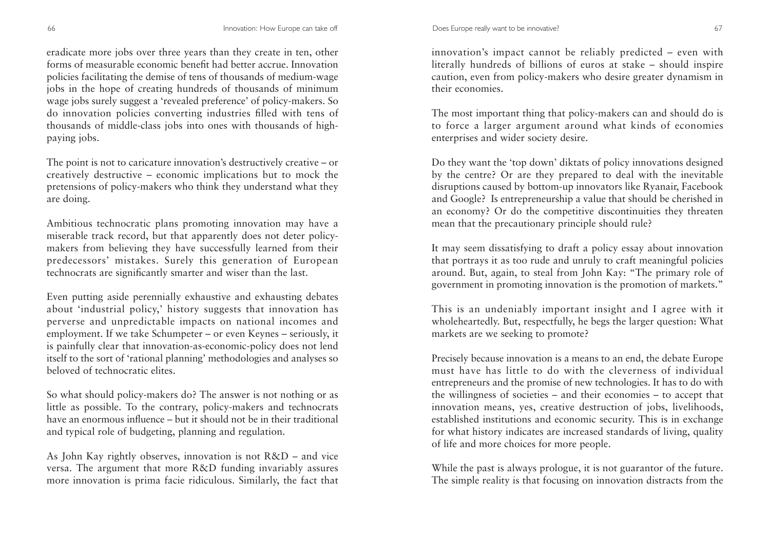eradicate more jobs over three years than they create in ten, other forms of measurable economic benefit had better accrue. Innovation policies facilitating the demise of tens of thousands of medium-wage jobs in the hope of creating hundreds of thousands of minimum wage jobs surely suggest a 'revealed preference' of policy-makers. So do innovation policies converting industries filled with tens of thousands of middle-class jobs into ones with thousands of high-paying jobs.

The point is not to caricature innovation's destructively creative – or creatively destructive – economic implications but to mock the pretensions of policy-makers who think they understand what they are doing.

Ambitious technocratic plans promoting innovation may have a miserable track record, but that apparently does not deter policy-makers from believing they have successfully learned from their predecessors' mistakes. Surely this generation of European technocrats are significantly smarter and wiser than the last.

Even putting aside perennially exhaustive and exhausting debates about 'industrial policy,' history suggests that innovation has perverse and unpredictable impacts on national incomes and employment. If we take Schumpeter – or even Keynes – seriously, it is painfully clear that innovation-as-economic-policy does not lend itself to the sort of 'rational planning' methodologies and analyses so beloved of technocratic elites.

So what should policy-makers do? The answer is not nothing or as little as possible. To the contrary, policy-makers and technocrats have an enormous influence – but it should not be in their traditional and typical role of budgeting, planning and regulation.

As John Kay rightly observes, innovation is not R&D – and vice versa. The argument that more R&D funding invariably assures more innovation is prima facie ridiculous. Similarly, the fact that innovation's impact cannot be reliably predicted – even with literally hundreds of billions of euros at stake – should inspire caution, even from policy-makers who desire greater dynamism in their economies.

The most important thing that policy-makers can and should do is to force a larger argument around what kinds of economies enterprises and wider society desire.

Do they want the 'top down' diktats of policy innovations designed by the centre? Or are they prepared to deal with the inevitable disruptions caused by bottom-up innovators like Ryanair, Facebook and Google? Is entrepreneurship a value that should be cherished in an economy? Or do the competitive discontinuities they threaten mean that the precautionary principle should rule?

It may seem dissatisfying to draft a policy essay about innovation that portrays it as too rude and unruly to craft meaningful policies around. But, again, to steal from John Kay: "The primary role of government in promoting innovation is the promotion of markets."

This is an undeniably important insight and I agree with it wholeheartedly. But, respectfully, he begs the larger question: What markets are we seeking to promote?

Precisely because innovation is a means to an end, the debate Europe must have has little to do with the cleverness of individual entrepreneurs and the promise of new technologies. It has to do with the willingness of societies – and their economies – to accept that innovation means, yes, creative destruction of jobs, livelihoods, established institutions and economic security. This is in exchange for what history indicates are increased standards of living, quality of life and more choices for more people.

While the past is always prologue, it is not guarantor of the future. The simple reality is that focusing on innovation distracts from the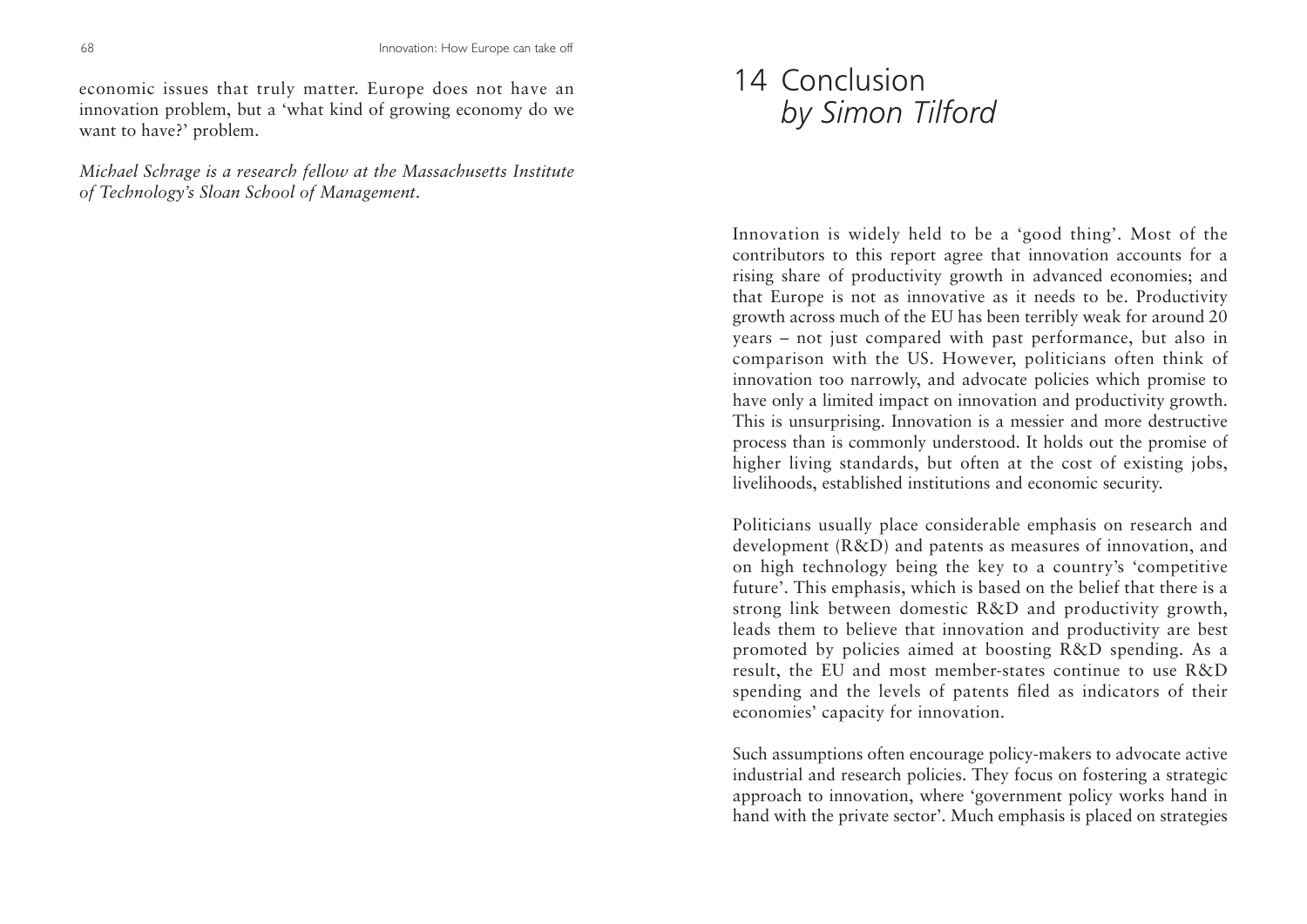economic issues that truly matter. Europe does not have an innovation problem, but a 'what kind of growing economy do we want to have?' problem.

*Michael Schrage is a research fellow at the Massachusetts Institute of Technology's Sloan School of Management.*

# 14 Conclusion *by Simon Tilford*

Innovation is widely held to be a 'good thing'. Most of the contributors to this report agree that innovation accounts for a rising share of productivity growth in advanced economies; and that Europe is not as innovative as it needs to be. Productivity growth across much of the EU has been terribly weak for around 20 years – not just compared with past performance, but also in comparison with the US. However, politicians often think of innovation too narrowly, and advocate policies which promise to have only a limited impact on innovation and productivity growth. This is unsurprising. Innovation is a messier and more destructive process than is commonly understood. It holds out the promise of higher living standards, but often at the cost of existing jobs, livelihoods, established institutions and economic security.

Politicians usually place considerable emphasis on research and development (R&D) and patents as measures of innovation, and on high technology being the key to a country's 'competitive future'. This emphasis, which is based on the belief that there is a strong link between domestic R&D and productivity growth, leads them to believe that innovation and productivity are best promoted by policies aimed at boosting R&D spending. As a result, the EU and most member-states continue to use R&D spending and the levels of patents filed as indicators of their economies' capacity for innovation.

Such assumptions often encourage policy-makers to advocate active industrial and research policies. They focus on fostering a strategic approach to innovation, where 'government policy works hand in hand with the private sector'. Much emphasis is placed on strategies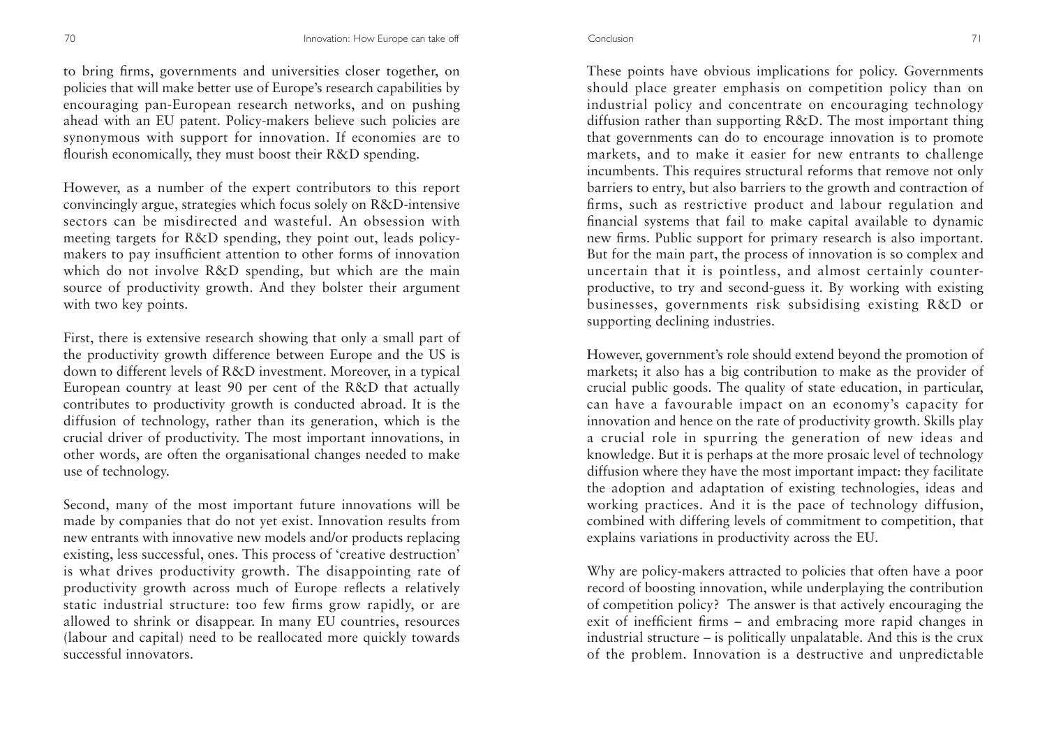to bring firms, governments and universities closer together, on policies that will make better use of Europe's research capabilities by encouraging pan-European research networks, and on pushing ahead with an EU patent. Policy-makers believe such policies are synonymous with support for innovation. If economies are to flourish economically, they must boost their R&D spending.

However, as a number of the expert contributors to this report convincingly argue, strategies which focus solely on R&D-intensive sectors can be misdirected and wasteful. An obsession with meeting targets for R&D spending, they point out, leads policy-makers to pay insufficient attention to other forms of innovation which do not involve R&D spending, but which are the main source of productivity growth. And they bolster their argument with two key points.

First, there is extensive research showing that only a small part of the productivity growth difference between Europe and the US is down to different levels of R&D investment. Moreover, in a typical European country at least 90 per cent of the R&D that actually contributes to productivity growth is conducted abroad. It is the diffusion of technology, rather than its generation, which is the crucial driver of productivity. The most important innovations, in other words, are often the organisational changes needed to make use of technology.

Second, many of the most important future innovations will be made by companies that do not yet exist. Innovation results from new entrants with innovative new models and/or products replacing existing, less successful, ones. This process of 'creative destruction' is what drives productivity growth. The disappointing rate of productivity growth across much of Europe reflects a relatively static industrial structure: too few firms grow rapidly, or are allowed to shrink or disappear. In many EU countries, resources (labour and capital) need to be reallocated more quickly towards successful innovators.

These points have obvious implications for policy. Governments should place greater emphasis on competition policy than on industrial policy and concentrate on encouraging technology diffusion rather than supporting R&D. The most important thing that governments can do to encourage innovation is to promote markets, and to make it easier for new entrants to challenge incumbents. This requires structural reforms that remove not only barriers to entry, but also barriers to the growth and contraction of firms, such as restrictive product and labour regulation and financial systems that fail to make capital available to dynamic new firms. Public support for primary research is also important. But for the main part, the process of innovation is so complex and uncertain that it is pointless, and almost certainly counter-productive, to try and second-guess it. By working with existing businesses, governments risk subsidising existing R&D or supporting declining industries.

However, government's role should extend beyond the promotion of markets; it also has a big contribution to make as the provider of crucial public goods. The quality of state education, in particular, can have a favourable impact on an economy's capacity for innovation and hence on the rate of productivity growth. Skills play a crucial role in spurring the generation of new ideas and knowledge. But it is perhaps at the more prosaic level of technology diffusion where they have the most important impact: they facilitate the adoption and adaptation of existing technologies, ideas and working practices. And it is the pace of technology diffusion, combined with differing levels of commitment to competition, that explains variations in productivity across the EU.

Why are policy-makers attracted to policies that often have a poor record of boosting innovation, while underplaying the contribution of competition policy? The answer is that actively encouraging the exit of inefficient firms – and embracing more rapid changes in industrial structure – is politically unpalatable. And this is the crux of the problem. Innovation is a destructive and unpredictable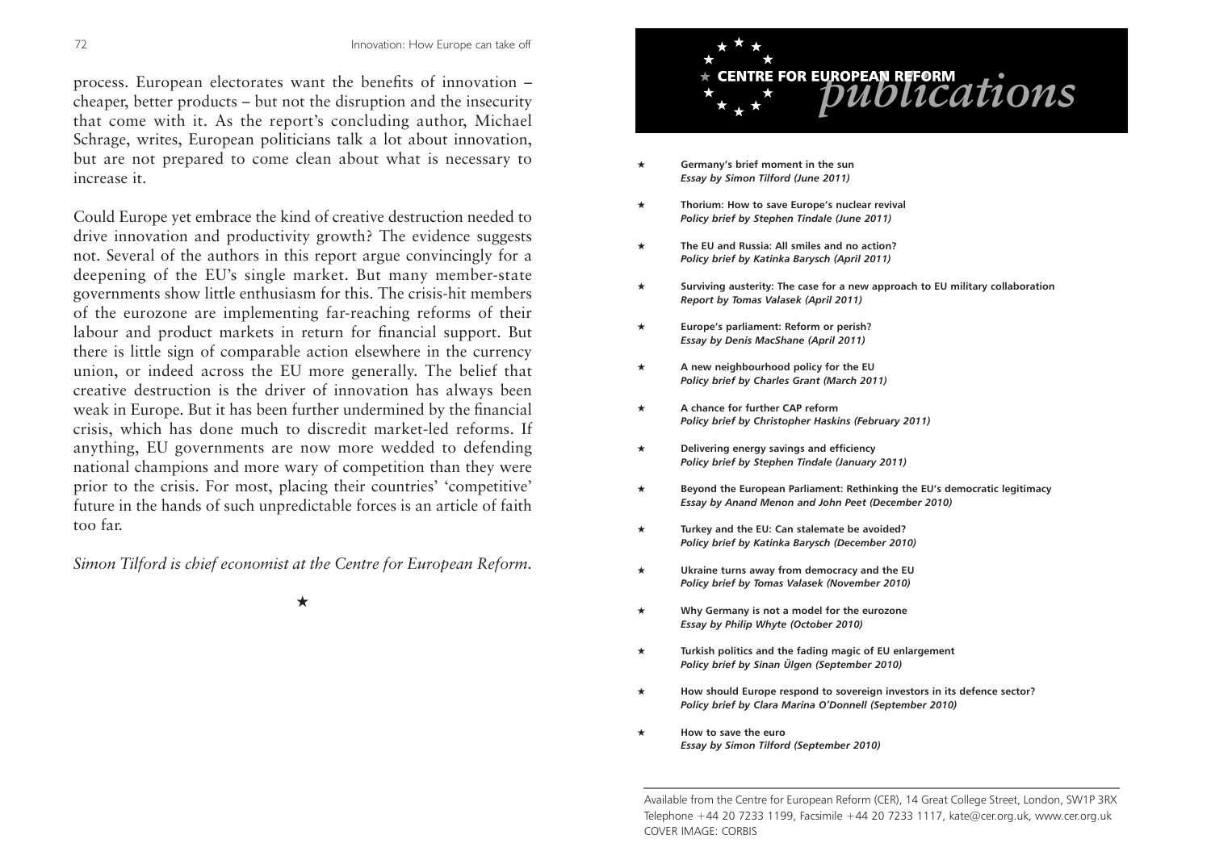process. European electorates want the benefits of innovation – cheaper, better products – but not the disruption and the insecurity that come with it. As the report's concluding author, Michael Schrage, writes, European politicians talk a lot about innovation, but are not prepared to come clean about what is necessary to increase it.

Could Europe yet embrace the kind of creative destruction needed to drive innovation and productivity growth? The evidence suggests not. Several of the authors in this report argue convincingly for a deepening of the EU's single market. But many member-state governments show little enthusiasm for this. The crisis-hit members of the eurozone are implementing far-reaching reforms of their labour and product markets in return for financial support. But there is little sign of comparable action elsewhere in the currency union, or indeed across the EU more generally. The belief that creative destruction is the driver of innovation has always been weak in Europe. But it has been further undermined by the financial crisis, which has done much to discredit market-led reforms. If anything, EU governments are now more wedded to defending national champions and more wary of competition than they were prior to the crisis. For most, placing their countries' 'competitive' future in the hands of such unpredictable forces is an article of faith too far.

*Simon Tilford is chief economist at the Centre for European Reform.*

★

# CENTRE FOR EUROPEAN REFORM *publications*

- ★ **Germany's brief moment in the sun**
  ***Essay by Simon Tilford (June 2011)***
- ★ **Thorium: How to save Europe's nuclear revival**
  ***Policy brief by Stephen Tindale (June 2011)***
- ★ **The EU and Russia: All smiles and no action?**
  ***Policy brief by Katinka Barysch (April 2011)***
- ★ **Surviving austerity: The case for a new approach to EU military collaboration**
  ***Report by Tomas Valasek (April 2011)***
- ★ **Europe's parliament: Reform or perish?**
  ***Essay by Denis MacShane (April 2011)***
- ★ **A new neighbourhood policy for the EU**
  ***Policy brief by Charles Grant (March 2011)***
- ★ **A chance for further CAP reform**
  ***Policy brief by Christopher Haskins (February 2011)***
- ★ **Delivering energy savings and efficiency**
  ***Policy brief by Stephen Tindale (January 2011)***
- ★ **Beyond the European Parliament: Rethinking the EU's democratic legitimacy**
  ***Essay by Anand Menon and John Peet (December 2010)***
- ★ **Turkey and the EU: Can stalemate be avoided?**
  ***Policy brief by Katinka Barysch (December 2010)***
- ★ **Ukraine turns away from democracy and the EU**
  ***Policy brief by Tomas Valasek (November 2010)***
- ★ **Why Germany is not a model for the eurozone**
  ***Essay by Philip Whyte (October 2010)***
- ★ **Turkish politics and the fading magic of EU enlargement**
  ***Policy brief by Sinan Ülgen (September 2010)***
- ★ **How should Europe respond to sovereign investors in its defence sector?**
  ***Policy brief by Clara Marina O'Donnell (September 2010)***
- ★ **How to save the euro**
  ***Essay by Simon Tilford (September 2010)***

Available from the Centre for European Reform (CER), 14 Great College Street, London, SW1P 3RX
Telephone +44 20 7233 1199, Facsimile +44 20 7233 1117, kate@cer.org.uk, www.cer.org.uk
COVER IMAGE: CORBIS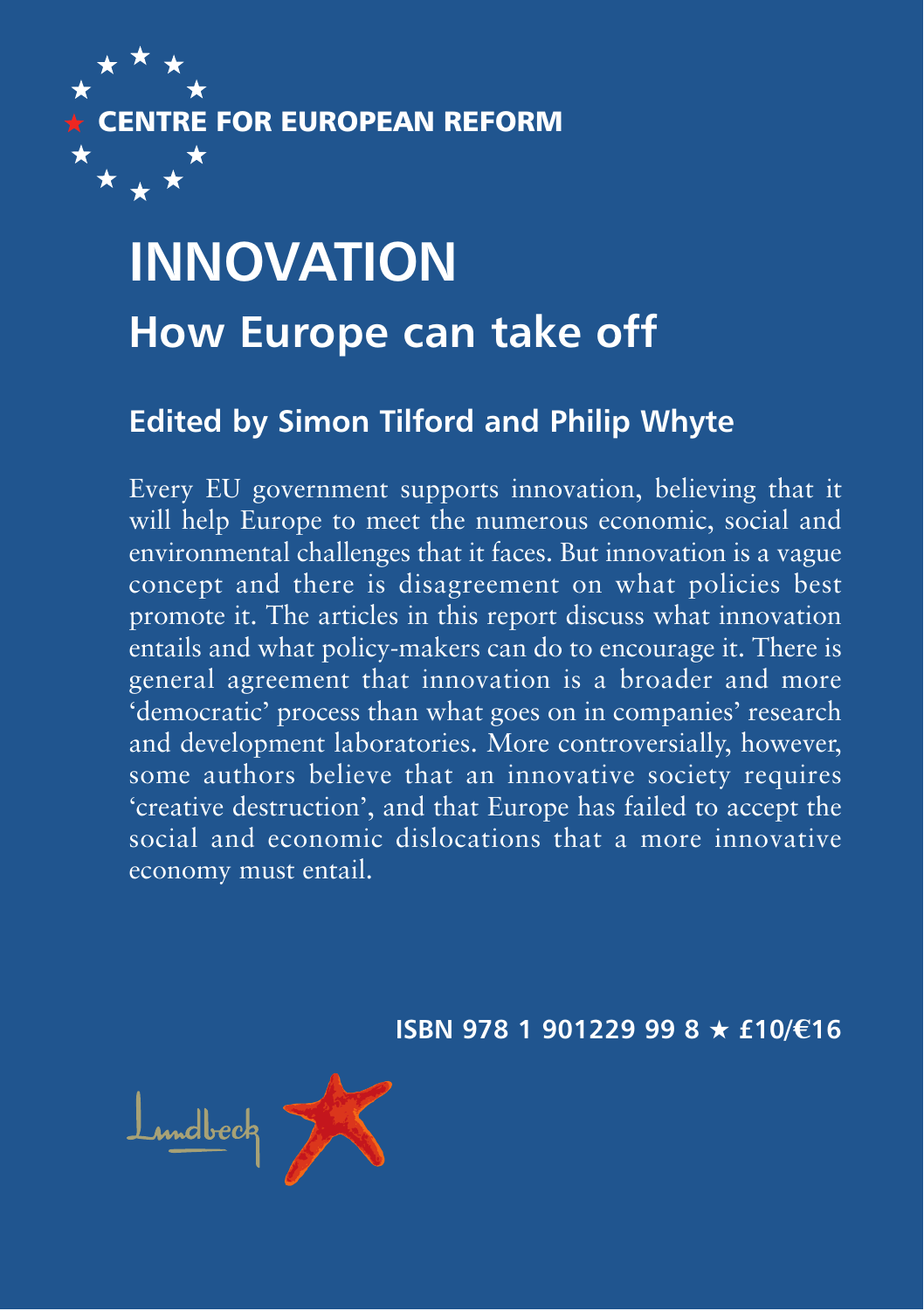CENTRE FOR EUROPEAN REFORM

# INNOVATION

## How Europe can take off

### Edited by Simon Tilford and Philip Whyte

Every EU government supports innovation, believing that it will help Europe to meet the numerous economic, social and environmental challenges that it faces. But innovation is a vague concept and there is disagreement on what policies best promote it. The articles in this report discuss what innovation entails and what policy-makers can do to encourage it. There is general agreement that innovation is a broader and more 'democratic' process than what goes on in companies' research and development laboratories. More controversially, however, some authors believe that an innovative society requires 'creative destruction', and that Europe has failed to accept the social and economic dislocations that a more innovative economy must entail.

**ISBN 978 1 901229 99 8 ★ £10/€16**

Lundbeck